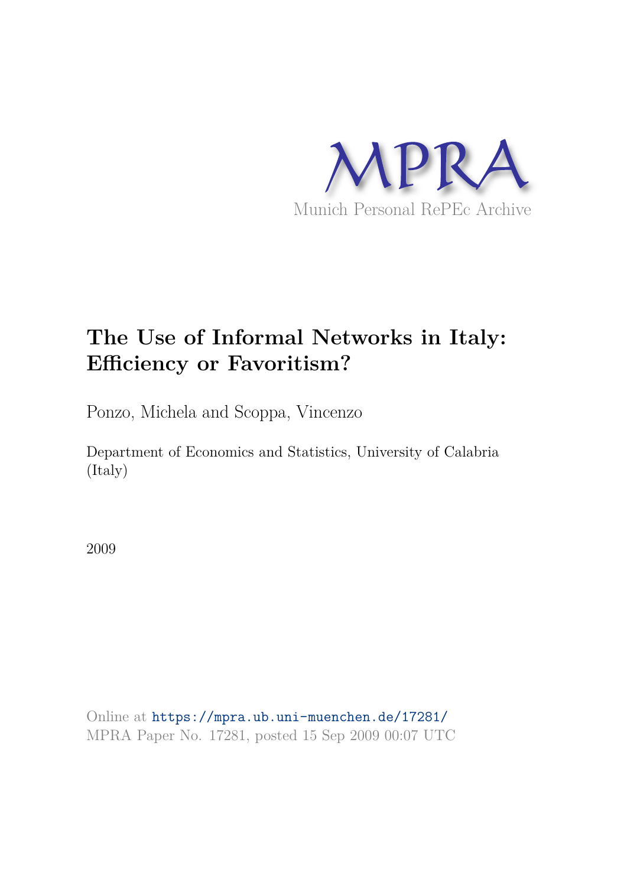MPRA

Munich Personal RePEc Archive

# The Use of Informal Networks in Italy: Efficiency or Favoritism?

Ponzo, Michela and Scoppa, Vincenzo

Department of Economics and Statistics, University of Calabria (Italy)

2009

Online at https://mpra.ub.uni-muenchen.de/17281/
MPRA Paper No. 17281, posted 15 Sep 2009 00:07 UTC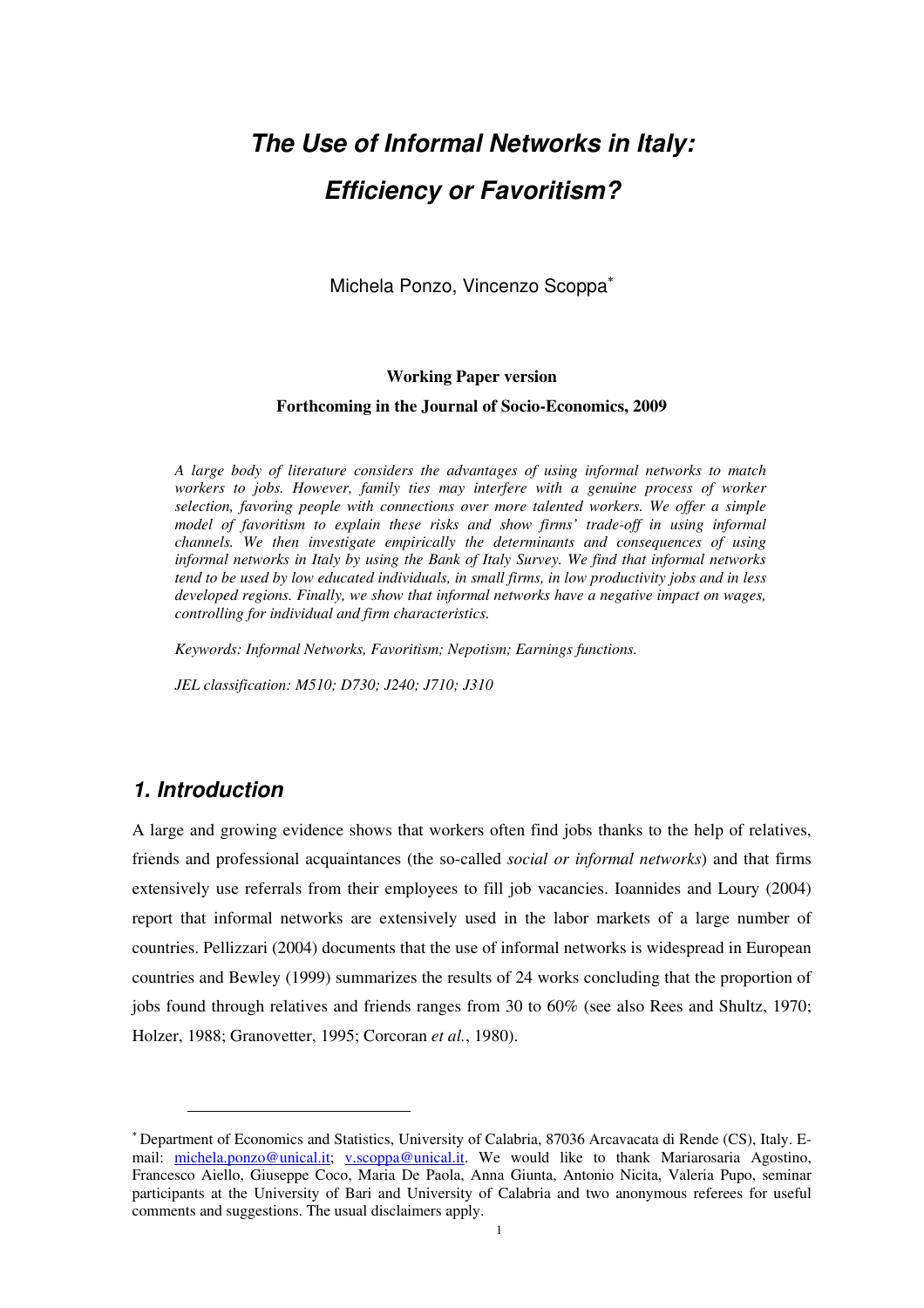# The Use of Informal Networks in Italy: Efficiency or Favoritism?

Michela Ponzo, Vincenzo Scoppa[*]

**Working Paper version**

**Forthcoming in the Journal of Socio-Economics, 2009**

*A large body of literature considers the advantages of using informal networks to match workers to jobs. However, family ties may interfere with a genuine process of worker selection, favoring people with connections over more talented workers. We offer a simple model of favoritism to explain these risks and show firms' trade-off in using informal channels. We then investigate empirically the determinants and consequences of using informal networks in Italy by using the Bank of Italy Survey. We find that informal networks tend to be used by low educated individuals, in small firms, in low productivity jobs and in less developed regions. Finally, we show that informal networks have a negative impact on wages, controlling for individual and firm characteristics.*

*Keywords: Informal Networks, Favoritism; Nepotism; Earnings functions.*

*JEL classification: M510; D730; J240; J710; J310*

## 1. Introduction

A large and growing evidence shows that workers often find jobs thanks to the help of relatives, friends and professional acquaintances (the so-called *social or informal networks*) and that firms extensively use referrals from their employees to fill job vacancies. Ioannides and Loury (2004) report that informal networks are extensively used in the labor markets of a large number of countries. Pellizzari (2004) documents that the use of informal networks is widespread in European countries and Bewley (1999) summarizes the results of 24 works concluding that the proportion of jobs found through relatives and friends ranges from 30 to 60% (see also Rees and Shultz, 1970; Holzer, 1988; Granovetter, 1995; Corcoran *et al.*, 1980).

[*] Department of Economics and Statistics, University of Calabria, 87036 Arcavacata di Rende (CS), Italy. E-mail: michela.ponzo@unical.it; v.scoppa@unical.it. We would like to thank Mariarosaria Agostino, Francesco Aiello, Giuseppe Coco, Maria De Paola, Anna Giunta, Antonio Nicita, Valeria Pupo, seminar participants at the University of Bari and University of Calabria and two anonymous referees for useful comments and suggestions. The usual disclaimers apply.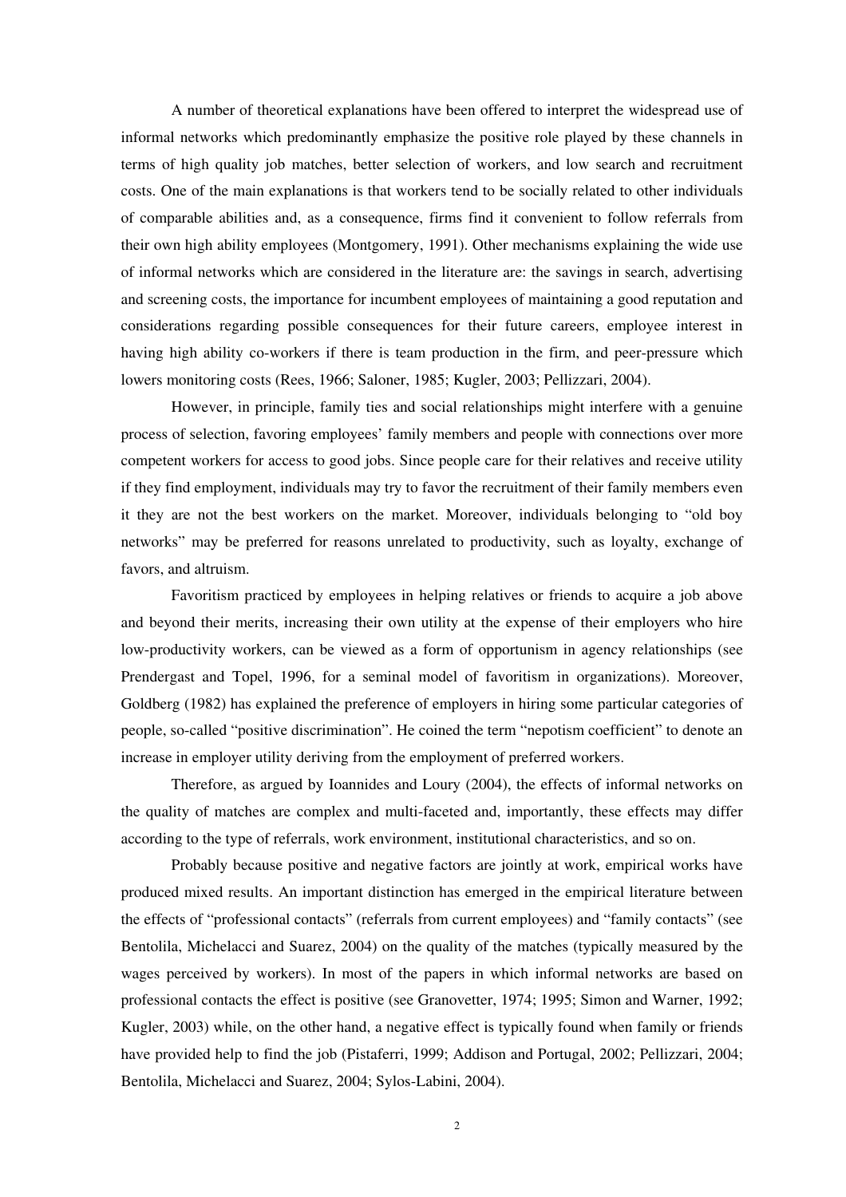A number of theoretical explanations have been offered to interpret the widespread use of informal networks which predominantly emphasize the positive role played by these channels in terms of high quality job matches, better selection of workers, and low search and recruitment costs. One of the main explanations is that workers tend to be socially related to other individuals of comparable abilities and, as a consequence, firms find it convenient to follow referrals from their own high ability employees (Montgomery, 1991). Other mechanisms explaining the wide use of informal networks which are considered in the literature are: the savings in search, advertising and screening costs, the importance for incumbent employees of maintaining a good reputation and considerations regarding possible consequences for their future careers, employee interest in having high ability co-workers if there is team production in the firm, and peer-pressure which lowers monitoring costs (Rees, 1966; Saloner, 1985; Kugler, 2003; Pellizzari, 2004).

However, in principle, family ties and social relationships might interfere with a genuine process of selection, favoring employees' family members and people with connections over more competent workers for access to good jobs. Since people care for their relatives and receive utility if they find employment, individuals may try to favor the recruitment of their family members even it they are not the best workers on the market. Moreover, individuals belonging to "old boy networks" may be preferred for reasons unrelated to productivity, such as loyalty, exchange of favors, and altruism.

Favoritism practiced by employees in helping relatives or friends to acquire a job above and beyond their merits, increasing their own utility at the expense of their employers who hire low-productivity workers, can be viewed as a form of opportunism in agency relationships (see Prendergast and Topel, 1996, for a seminal model of favoritism in organizations). Moreover, Goldberg (1982) has explained the preference of employers in hiring some particular categories of people, so-called "positive discrimination". He coined the term "nepotism coefficient" to denote an increase in employer utility deriving from the employment of preferred workers.

Therefore, as argued by Ioannides and Loury (2004), the effects of informal networks on the quality of matches are complex and multi-faceted and, importantly, these effects may differ according to the type of referrals, work environment, institutional characteristics, and so on.

Probably because positive and negative factors are jointly at work, empirical works have produced mixed results. An important distinction has emerged in the empirical literature between the effects of "professional contacts" (referrals from current employees) and "family contacts" (see Bentolila, Michelacci and Suarez, 2004) on the quality of the matches (typically measured by the wages perceived by workers). In most of the papers in which informal networks are based on professional contacts the effect is positive (see Granovetter, 1974; 1995; Simon and Warner, 1992; Kugler, 2003) while, on the other hand, a negative effect is typically found when family or friends have provided help to find the job (Pistaferri, 1999; Addison and Portugal, 2002; Pellizzari, 2004; Bentolila, Michelacci and Suarez, 2004; Sylos-Labini, 2004).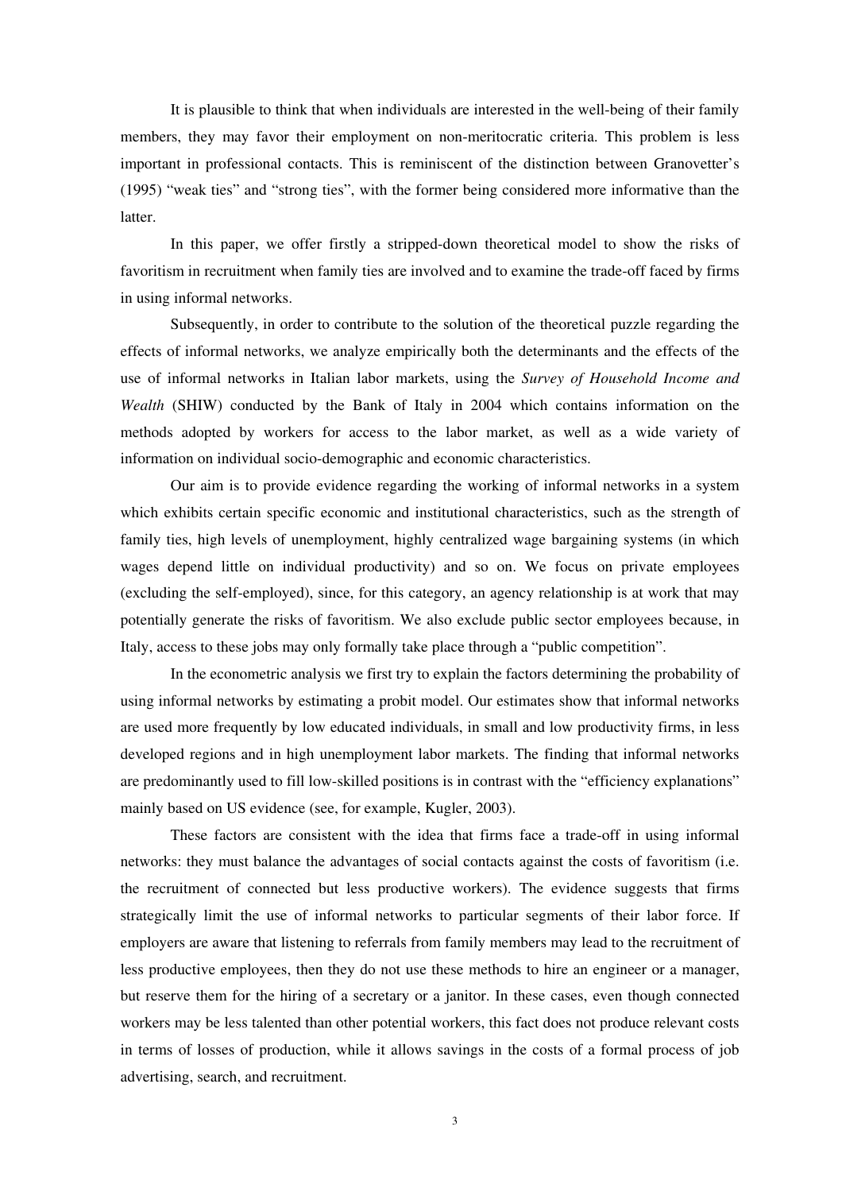It is plausible to think that when individuals are interested in the well-being of their family members, they may favor their employment on non-meritocratic criteria. This problem is less important in professional contacts. This is reminiscent of the distinction between Granovetter's (1995) "weak ties" and "strong ties", with the former being considered more informative than the latter.

In this paper, we offer firstly a stripped-down theoretical model to show the risks of favoritism in recruitment when family ties are involved and to examine the trade-off faced by firms in using informal networks.

Subsequently, in order to contribute to the solution of the theoretical puzzle regarding the effects of informal networks, we analyze empirically both the determinants and the effects of the use of informal networks in Italian labor markets, using the *Survey of Household Income and Wealth* (SHIW) conducted by the Bank of Italy in 2004 which contains information on the methods adopted by workers for access to the labor market, as well as a wide variety of information on individual socio-demographic and economic characteristics.

Our aim is to provide evidence regarding the working of informal networks in a system which exhibits certain specific economic and institutional characteristics, such as the strength of family ties, high levels of unemployment, highly centralized wage bargaining systems (in which wages depend little on individual productivity) and so on. We focus on private employees (excluding the self-employed), since, for this category, an agency relationship is at work that may potentially generate the risks of favoritism. We also exclude public sector employees because, in Italy, access to these jobs may only formally take place through a "public competition".

In the econometric analysis we first try to explain the factors determining the probability of using informal networks by estimating a probit model. Our estimates show that informal networks are used more frequently by low educated individuals, in small and low productivity firms, in less developed regions and in high unemployment labor markets. The finding that informal networks are predominantly used to fill low-skilled positions is in contrast with the "efficiency explanations" mainly based on US evidence (see, for example, Kugler, 2003).

These factors are consistent with the idea that firms face a trade-off in using informal networks: they must balance the advantages of social contacts against the costs of favoritism (i.e. the recruitment of connected but less productive workers). The evidence suggests that firms strategically limit the use of informal networks to particular segments of their labor force. If employers are aware that listening to referrals from family members may lead to the recruitment of less productive employees, then they do not use these methods to hire an engineer or a manager, but reserve them for the hiring of a secretary or a janitor. In these cases, even though connected workers may be less talented than other potential workers, this fact does not produce relevant costs in terms of losses of production, while it allows savings in the costs of a formal process of job advertising, search, and recruitment.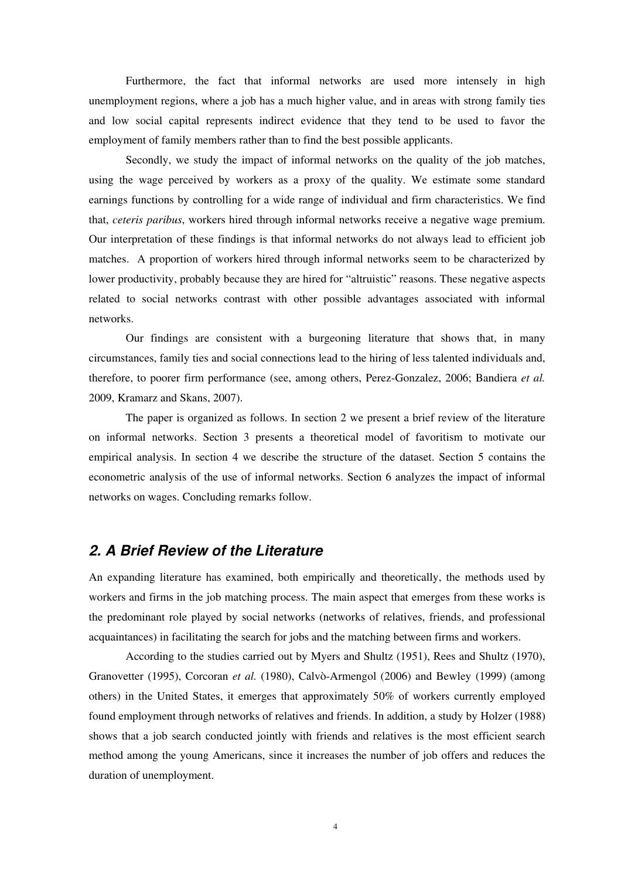Furthermore, the fact that informal networks are used more intensely in high unemployment regions, where a job has a much higher value, and in areas with strong family ties and low social capital represents indirect evidence that they tend to be used to favor the employment of family members rather than to find the best possible applicants.

Secondly, we study the impact of informal networks on the quality of the job matches, using the wage perceived by workers as a proxy of the quality. We estimate some standard earnings functions by controlling for a wide range of individual and firm characteristics. We find that, *ceteris paribus*, workers hired through informal networks receive a negative wage premium. Our interpretation of these findings is that informal networks do not always lead to efficient job matches. A proportion of workers hired through informal networks seem to be characterized by lower productivity, probably because they are hired for "altruistic" reasons. These negative aspects related to social networks contrast with other possible advantages associated with informal networks.

Our findings are consistent with a burgeoning literature that shows that, in many circumstances, family ties and social connections lead to the hiring of less talented individuals and, therefore, to poorer firm performance (see, among others, Perez-Gonzalez, 2006; Bandiera *et al.* 2009, Kramarz and Skans, 2007).

The paper is organized as follows. In section 2 we present a brief review of the literature on informal networks. Section 3 presents a theoretical model of favoritism to motivate our empirical analysis. In section 4 we describe the structure of the dataset. Section 5 contains the econometric analysis of the use of informal networks. Section 6 analyzes the impact of informal networks on wages. Concluding remarks follow.

## 2. A Brief Review of the Literature

An expanding literature has examined, both empirically and theoretically, the methods used by workers and firms in the job matching process. The main aspect that emerges from these works is the predominant role played by social networks (networks of relatives, friends, and professional acquaintances) in facilitating the search for jobs and the matching between firms and workers.

According to the studies carried out by Myers and Shultz (1951), Rees and Shultz (1970), Granovetter (1995), Corcoran *et al.* (1980), Calvò-Armengol (2006) and Bewley (1999) (among others) in the United States, it emerges that approximately 50% of workers currently employed found employment through networks of relatives and friends. In addition, a study by Holzer (1988) shows that a job search conducted jointly with friends and relatives is the most efficient search method among the young Americans, since it increases the number of job offers and reduces the duration of unemployment.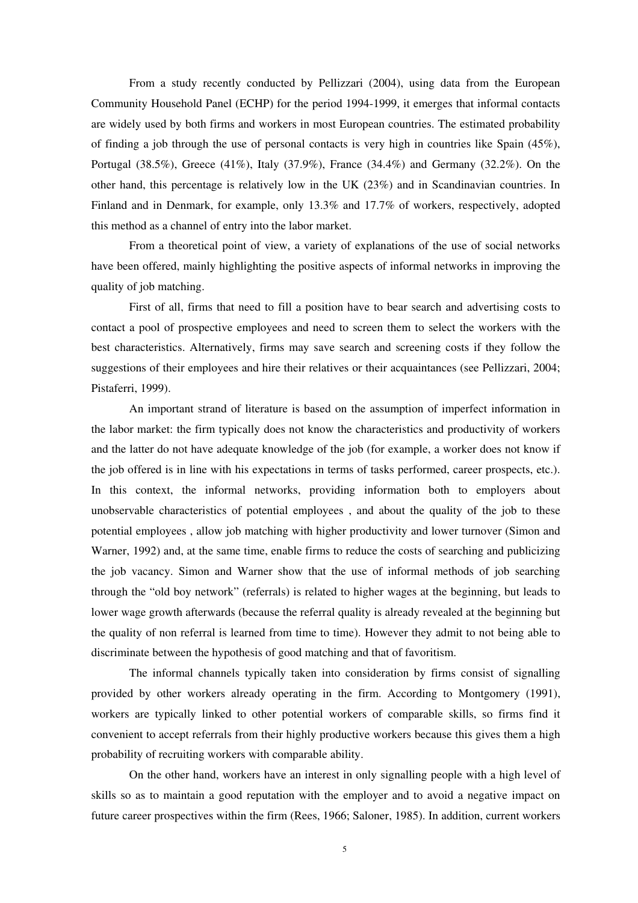From a study recently conducted by Pellizzari (2004), using data from the European Community Household Panel (ECHP) for the period 1994-1999, it emerges that informal contacts are widely used by both firms and workers in most European countries. The estimated probability of finding a job through the use of personal contacts is very high in countries like Spain (45%), Portugal (38.5%), Greece (41%), Italy (37.9%), France (34.4%) and Germany (32.2%). On the other hand, this percentage is relatively low in the UK (23%) and in Scandinavian countries. In Finland and in Denmark, for example, only 13.3% and 17.7% of workers, respectively, adopted this method as a channel of entry into the labor market.

From a theoretical point of view, a variety of explanations of the use of social networks have been offered, mainly highlighting the positive aspects of informal networks in improving the quality of job matching.

First of all, firms that need to fill a position have to bear search and advertising costs to contact a pool of prospective employees and need to screen them to select the workers with the best characteristics. Alternatively, firms may save search and screening costs if they follow the suggestions of their employees and hire their relatives or their acquaintances (see Pellizzari, 2004; Pistaferri, 1999).

An important strand of literature is based on the assumption of imperfect information in the labor market: the firm typically does not know the characteristics and productivity of workers and the latter do not have adequate knowledge of the job (for example, a worker does not know if the job offered is in line with his expectations in terms of tasks performed, career prospects, etc.). In this context, the informal networks, providing information both to employers about unobservable characteristics of potential employees , and about the quality of the job to these potential employees , allow job matching with higher productivity and lower turnover (Simon and Warner, 1992) and, at the same time, enable firms to reduce the costs of searching and publicizing the job vacancy. Simon and Warner show that the use of informal methods of job searching through the "old boy network" (referrals) is related to higher wages at the beginning, but leads to lower wage growth afterwards (because the referral quality is already revealed at the beginning but the quality of non referral is learned from time to time). However they admit to not being able to discriminate between the hypothesis of good matching and that of favoritism.

The informal channels typically taken into consideration by firms consist of signalling provided by other workers already operating in the firm. According to Montgomery (1991), workers are typically linked to other potential workers of comparable skills, so firms find it convenient to accept referrals from their highly productive workers because this gives them a high probability of recruiting workers with comparable ability.

On the other hand, workers have an interest in only signalling people with a high level of skills so as to maintain a good reputation with the employer and to avoid a negative impact on future career prospectives within the firm (Rees, 1966; Saloner, 1985). In addition, current workers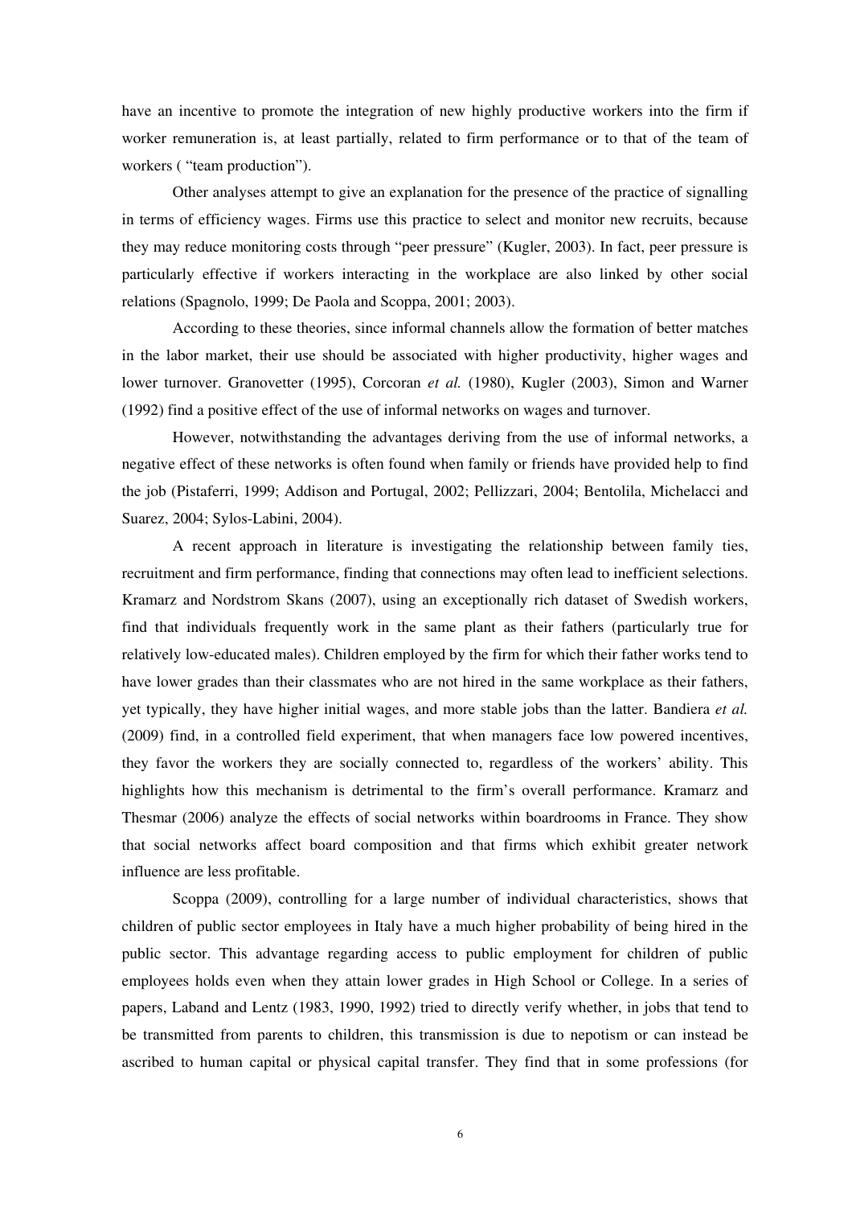have an incentive to promote the integration of new highly productive workers into the firm if worker remuneration is, at least partially, related to firm performance or to that of the team of workers ( "team production").

Other analyses attempt to give an explanation for the presence of the practice of signalling in terms of efficiency wages. Firms use this practice to select and monitor new recruits, because they may reduce monitoring costs through "peer pressure" (Kugler, 2003). In fact, peer pressure is particularly effective if workers interacting in the workplace are also linked by other social relations (Spagnolo, 1999; De Paola and Scoppa, 2001; 2003).

According to these theories, since informal channels allow the formation of better matches in the labor market, their use should be associated with higher productivity, higher wages and lower turnover. Granovetter (1995), Corcoran *et al.* (1980), Kugler (2003), Simon and Warner (1992) find a positive effect of the use of informal networks on wages and turnover.

However, notwithstanding the advantages deriving from the use of informal networks, a negative effect of these networks is often found when family or friends have provided help to find the job (Pistaferri, 1999; Addison and Portugal, 2002; Pellizzari, 2004; Bentolila, Michelacci and Suarez, 2004; Sylos-Labini, 2004).

A recent approach in literature is investigating the relationship between family ties, recruitment and firm performance, finding that connections may often lead to inefficient selections. Kramarz and Nordstrom Skans (2007), using an exceptionally rich dataset of Swedish workers, find that individuals frequently work in the same plant as their fathers (particularly true for relatively low-educated males). Children employed by the firm for which their father works tend to have lower grades than their classmates who are not hired in the same workplace as their fathers, yet typically, they have higher initial wages, and more stable jobs than the latter. Bandiera *et al.* (2009) find, in a controlled field experiment, that when managers face low powered incentives, they favor the workers they are socially connected to, regardless of the workers' ability. This highlights how this mechanism is detrimental to the firm's overall performance. Kramarz and Thesmar (2006) analyze the effects of social networks within boardrooms in France. They show that social networks affect board composition and that firms which exhibit greater network influence are less profitable.

Scoppa (2009), controlling for a large number of individual characteristics, shows that children of public sector employees in Italy have a much higher probability of being hired in the public sector. This advantage regarding access to public employment for children of public employees holds even when they attain lower grades in High School or College. In a series of papers, Laband and Lentz (1983, 1990, 1992) tried to directly verify whether, in jobs that tend to be transmitted from parents to children, this transmission is due to nepotism or can instead be ascribed to human capital or physical capital transfer. They find that in some professions (for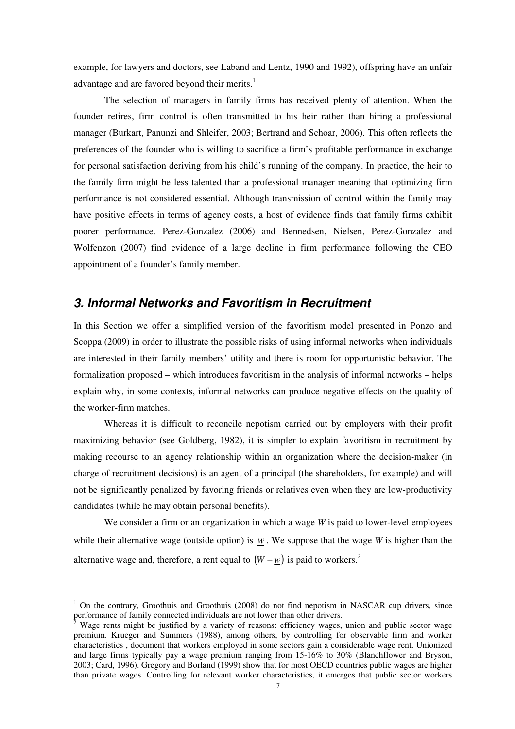example, for lawyers and doctors, see Laband and Lentz, 1990 and 1992), offspring have an unfair advantage and are favored beyond their merits.[1]

The selection of managers in family firms has received plenty of attention. When the founder retires, firm control is often transmitted to his heir rather than hiring a professional manager (Burkart, Panunzi and Shleifer, 2003; Bertrand and Schoar, 2006). This often reflects the preferences of the founder who is willing to sacrifice a firm's profitable performance in exchange for personal satisfaction deriving from his child's running of the company. In practice, the heir to the family firm might be less talented than a professional manager meaning that optimizing firm performance is not considered essential. Although transmission of control within the family may have positive effects in terms of agency costs, a host of evidence finds that family firms exhibit poorer performance. Perez-Gonzalez (2006) and Bennedsen, Nielsen, Perez-Gonzalez and Wolfenzon (2007) find evidence of a large decline in firm performance following the CEO appointment of a founder's family member.

## *3. Informal Networks and Favoritism in Recruitment*

In this Section we offer a simplified version of the favoritism model presented in Ponzo and Scoppa (2009) in order to illustrate the possible risks of using informal networks when individuals are interested in their family members' utility and there is room for opportunistic behavior. The formalization proposed – which introduces favoritism in the analysis of informal networks – helps explain why, in some contexts, informal networks can produce negative effects on the quality of the worker-firm matches.

Whereas it is difficult to reconcile nepotism carried out by employers with their profit maximizing behavior (see Goldberg, 1982), it is simpler to explain favoritism in recruitment by making recourse to an agency relationship within an organization where the decision-maker (in charge of recruitment decisions) is an agent of a principal (the shareholders, for example) and will not be significantly penalized by favoring friends or relatives even when they are low-productivity candidates (while he may obtain personal benefits).

We consider a firm or an organization in which a wage $W$ is paid to lower-level employees while their alternative wage (outside option) is $\underline{w}$. We suppose that the wage $W$ is higher than the alternative wage and, therefore, a rent equal to $(W - \underline{w})$ is paid to workers.[2]

---

[1] On the contrary, Groothuis and Groothuis (2008) do not find nepotism in NASCAR cup drivers, since performance of family connected individuals are not lower than other drivers.

[2] Wage rents might be justified by a variety of reasons: efficiency wages, union and public sector wage premium. Krueger and Summers (1988), among others, by controlling for observable firm and worker characteristics , document that workers employed in some sectors gain a considerable wage rent. Unionized and large firms typically pay a wage premium ranging from 15-16% to 30% (Blanchflower and Bryson, 2003; Card, 1996). Gregory and Borland (1999) show that for most OECD countries public wages are higher than private wages. Controlling for relevant worker characteristics, it emerges that public sector workers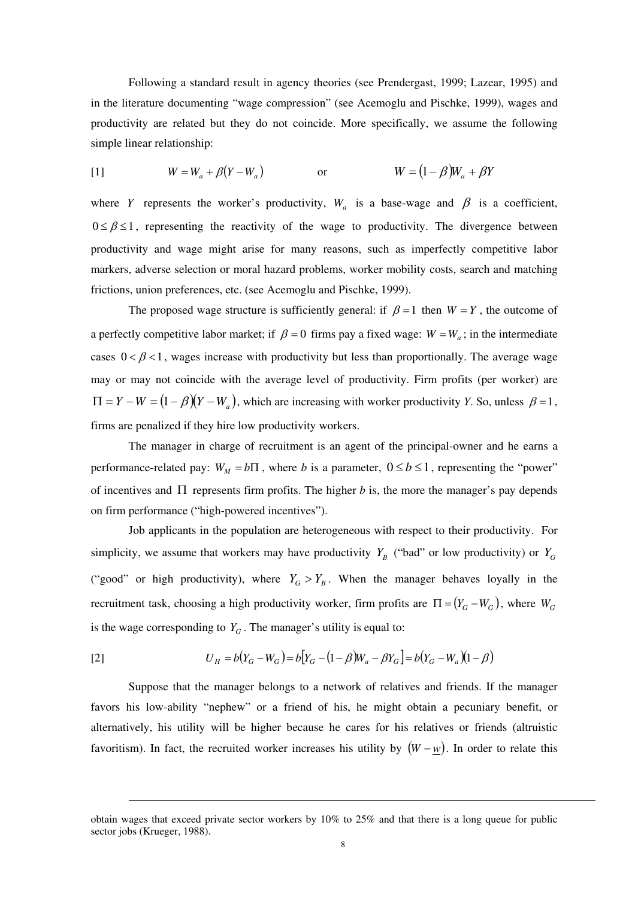Following a standard result in agency theories (see Prendergast, 1999; Lazear, 1995) and in the literature documenting "wage compression" (see Acemoglu and Pischke, 1999), wages and productivity are related but they do not coincide. More specifically, we assume the following simple linear relationship:

$$[1] \qquad W = W_a + \beta(Y - W_a) \qquad \text{or} \qquad W = (1-\beta)W_a + \beta Y$$

where $Y$ represents the worker's productivity, $W_a$ is a base-wage and $\beta$ is a coefficient, $0 \le \beta \le 1$, representing the reactivity of the wage to productivity. The divergence between productivity and wage might arise for many reasons, such as imperfectly competitive labor markers, adverse selection or moral hazard problems, worker mobility costs, search and matching frictions, union preferences, etc. (see Acemoglu and Pischke, 1999).

The proposed wage structure is sufficiently general: if $\beta = 1$ then $W = Y$, the outcome of a perfectly competitive labor market; if $\beta = 0$ firms pay a fixed wage: $W = W_a$; in the intermediate cases $0 < \beta < 1$, wages increase with productivity but less than proportionally. The average wage may or may not coincide with the average level of productivity. Firm profits (per worker) are $\Pi = Y - W = (1-\beta)(Y - W_a)$, which are increasing with worker productivity *Y*. So, unless $\beta = 1$, firms are penalized if they hire low productivity workers.

The manager in charge of recruitment is an agent of the principal-owner and he earns a performance-related pay: $W_M = b\Pi$, where *b* is a parameter, $0 \le b \le 1$, representing the "power" of incentives and $\Pi$ represents firm profits. The higher *b* is, the more the manager's pay depends on firm performance ("high-powered incentives").

Job applicants in the population are heterogeneous with respect to their productivity. For simplicity, we assume that workers may have productivity $Y_B$ ("bad" or low productivity) or $Y_G$ ("good" or high productivity), where $Y_G > Y_B$. When the manager behaves loyally in the recruitment task, choosing a high productivity worker, firm profits are $\Pi = (Y_G - W_G)$, where $W_G$ is the wage corresponding to $Y_G$. The manager's utility is equal to:

$$[2] \qquad U_H = b(Y_G - W_G) = b[Y_G - (1-\beta)W_a - \beta Y_G] = b(Y_G - W_a)(1-\beta)$$

Suppose that the manager belongs to a network of relatives and friends. If the manager favors his low-ability "nephew" or a friend of his, he might obtain a pecuniary benefit, or alternatively, his utility will be higher because he cares for his relatives or friends (altruistic favoritism). In fact, the recruited worker increases his utility by $(W - \underline{w})$. In order to relate this

obtain wages that exceed private sector workers by 10% to 25% and that there is a long queue for public sector jobs (Krueger, 1988).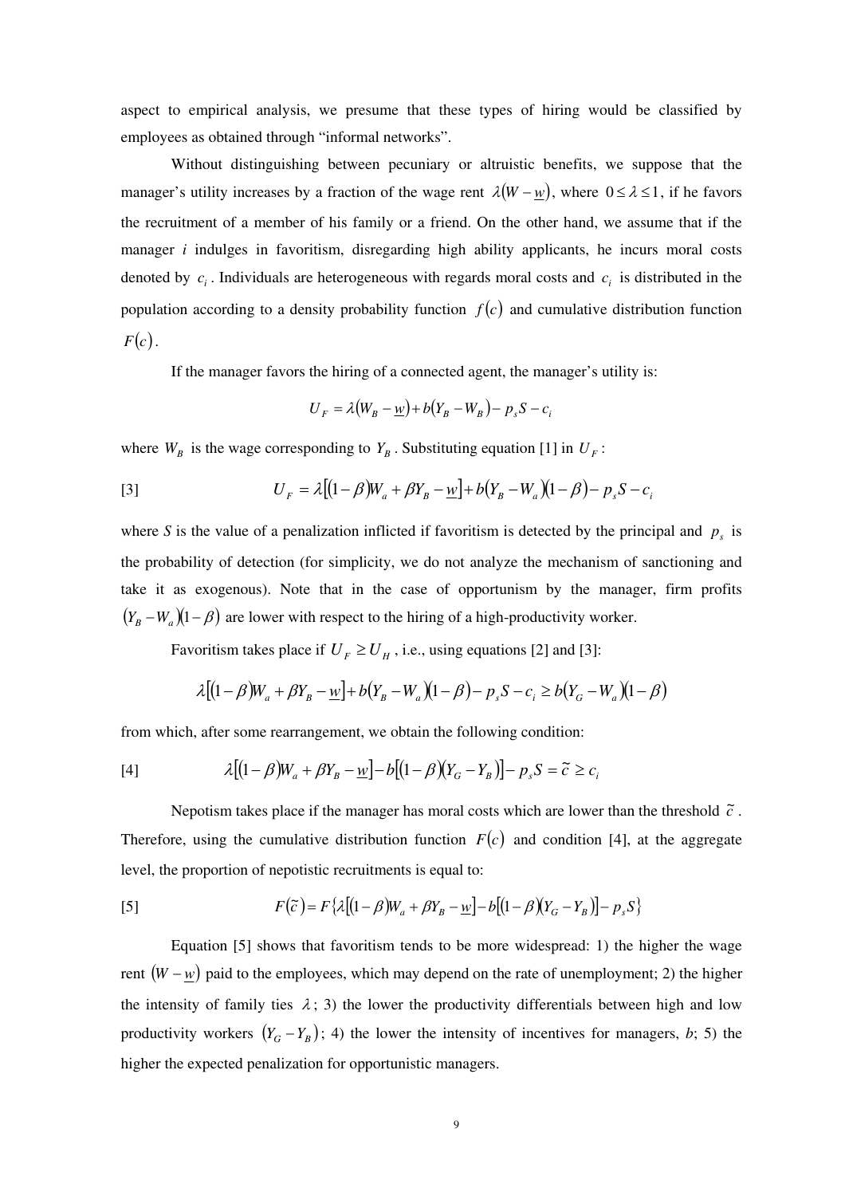aspect to empirical analysis, we presume that these types of hiring would be classified by employees as obtained through "informal networks".

Without distinguishing between pecuniary or altruistic benefits, we suppose that the manager's utility increases by a fraction of the wage rent $\lambda(W - \underline{w})$, where $0 \leq \lambda \leq 1$, if he favors the recruitment of a member of his family or a friend. On the other hand, we assume that if the manager $i$ indulges in favoritism, disregarding high ability applicants, he incurs moral costs denoted by $c_i$. Individuals are heterogeneous with regards moral costs and $c_i$ is distributed in the population according to a density probability function $f(c)$ and cumulative distribution function $F(c)$.

If the manager favors the hiring of a connected agent, the manager's utility is:

$$U_F = \lambda(W_B - \underline{w}) + b(Y_B - W_B) - p_s S - c_i$$

where $W_B$ is the wage corresponding to $Y_B$. Substituting equation [1] in $U_F$:

$$U_F = \lambda[(1-\beta)W_a + \beta Y_B - \underline{w}] + b(Y_B - W_a)(1-\beta) - p_s S - c_i \qquad [3]$$

where $S$ is the value of a penalization inflicted if favoritism is detected by the principal and $p_s$ is the probability of detection (for simplicity, we do not analyze the mechanism of sanctioning and take it as exogenous). Note that in the case of opportunism by the manager, firm profits $(Y_B - W_a)(1-\beta)$ are lower with respect to the hiring of a high-productivity worker.

Favoritism takes place if $U_F \geq U_H$, i.e., using equations [2] and [3]:

$$\lambda[(1-\beta)W_a + \beta Y_B - \underline{w}] + b(Y_B - W_a)(1-\beta) - p_s S - c_i \geq b(Y_G - W_a)(1-\beta)$$

from which, after some rearrangement, we obtain the following condition:

$$\lambda[(1-\beta)W_a + \beta Y_B - \underline{w}] - b[(1-\beta)(Y_G - Y_B)] - p_s S = \tilde{c} \geq c_i \qquad [4]$$

Nepotism takes place if the manager has moral costs which are lower than the threshold $\tilde{c}$. Therefore, using the cumulative distribution function $F(c)$ and condition [4], at the aggregate level, the proportion of nepotistic recruitments is equal to:

$$F(\tilde{c}) = F\{\lambda[(1-\beta)W_a + \beta Y_B - \underline{w}] - b[(1-\beta)(Y_G - Y_B)] - p_s S\} \qquad [5]$$

Equation [5] shows that favoritism tends to be more widespread: 1) the higher the wage rent $(W - \underline{w})$ paid to the employees, which may depend on the rate of unemployment; 2) the higher the intensity of family ties $\lambda$; 3) the lower the productivity differentials between high and low productivity workers $(Y_G - Y_B)$; 4) the lower the intensity of incentives for managers, $b$; 5) the higher the expected penalization for opportunistic managers.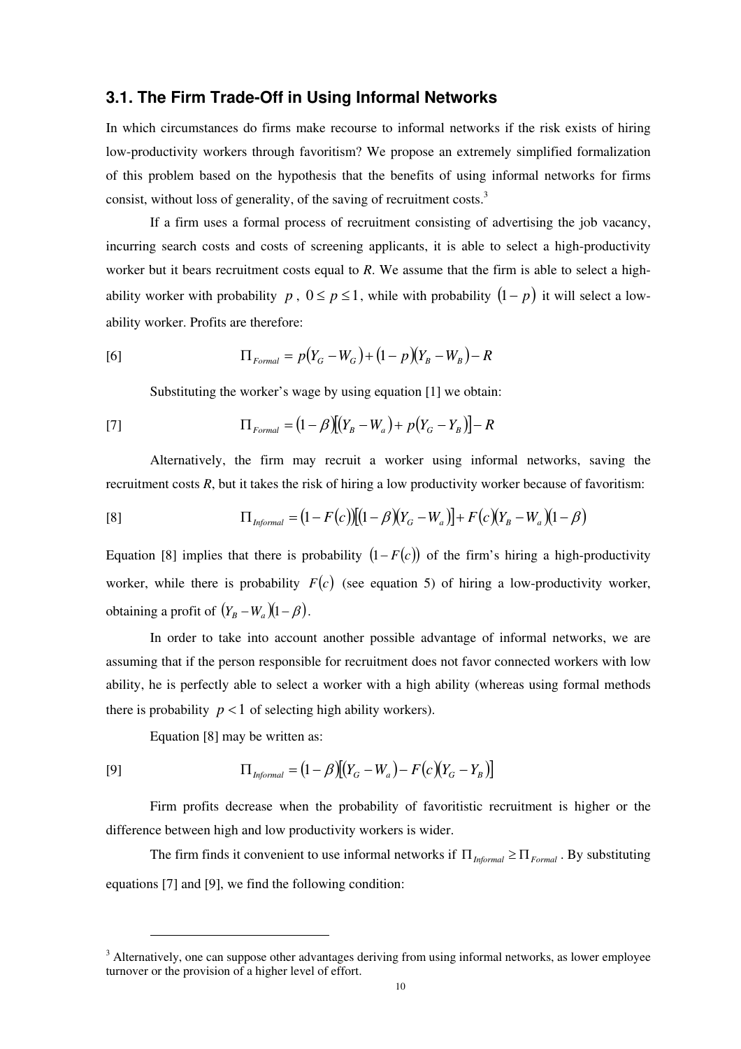### 3.1. The Firm Trade-Off in Using Informal Networks

In which circumstances do firms make recourse to informal networks if the risk exists of hiring low-productivity workers through favoritism? We propose an extremely simplified formalization of this problem based on the hypothesis that the benefits of using informal networks for firms consist, without loss of generality, of the saving of recruitment costs.[3]

If a firm uses a formal process of recruitment consisting of advertising the job vacancy, incurring search costs and costs of screening applicants, it is able to select a high-productivity worker but it bears recruitment costs equal to *R*. We assume that the firm is able to select a high-ability worker with probability $p$, $0 \leq p \leq 1$, while with probability $(1-p)$ it will select a low-ability worker. Profits are therefore:

$$\Pi_{Formal} = p(Y_G - W_G) + (1-p)(Y_B - W_B) - R \tag{6}$$

Substituting the worker's wage by using equation [1] we obtain:

$$\Pi_{Formal} = (1-\beta)[(Y_B - W_a) + p(Y_G - Y_B)] - R \tag{7}$$

Alternatively, the firm may recruit a worker using informal networks, saving the recruitment costs *R*, but it takes the risk of hiring a low productivity worker because of favoritism:

$$\Pi_{Informal} = (1 - F(c))[(1-\beta)(Y_G - W_a)] + F(c)(Y_B - W_a)(1-\beta) \tag{8}$$

Equation [8] implies that there is probability $(1 - F(c))$ of the firm's hiring a high-productivity worker, while there is probability $F(c)$ (see equation 5) of hiring a low-productivity worker, obtaining a profit of $(Y_B - W_a)(1-\beta)$.

In order to take into account another possible advantage of informal networks, we are assuming that if the person responsible for recruitment does not favor connected workers with low ability, he is perfectly able to select a worker with a high ability (whereas using formal methods there is probability $p < 1$ of selecting high ability workers).

Equation [8] may be written as:

$$\Pi_{Informal} = (1-\beta)[(Y_G - W_a) - F(c)(Y_G - Y_B)] \tag{9}$$

Firm profits decrease when the probability of favoritistic recruitment is higher or the difference between high and low productivity workers is wider.

The firm finds it convenient to use informal networks if $\Pi_{Informal} \geq \Pi_{Formal}$. By substituting equations [7] and [9], we find the following condition:

---

[3] Alternatively, one can suppose other advantages deriving from using informal networks, as lower employee turnover or the provision of a higher level of effort.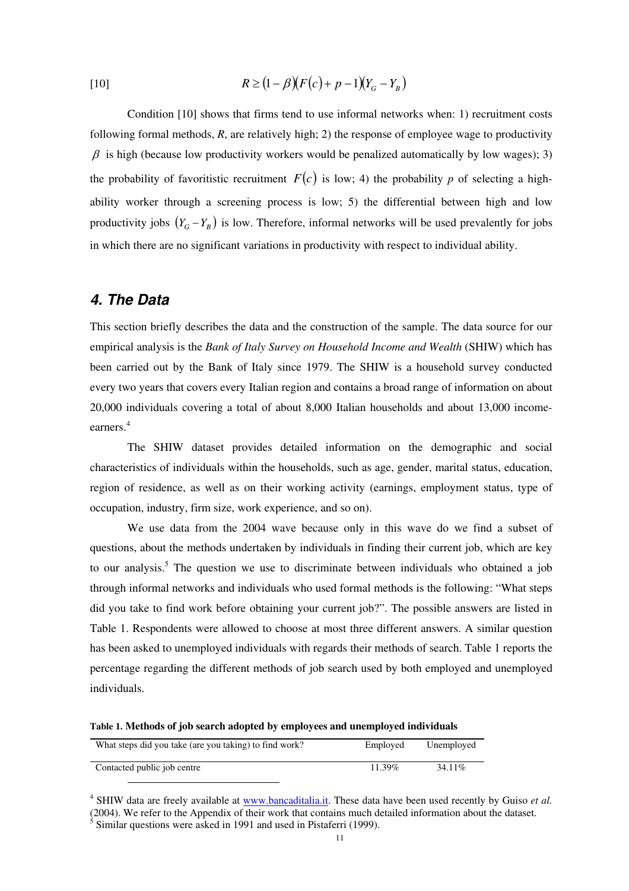$$[10] \qquad R \geq (1-\beta)(F(c)+p-1)(Y_G - Y_B)$$

Condition [10] shows that firms tend to use informal networks when: 1) recruitment costs following formal methods, *R*, are relatively high; 2) the response of employee wage to productivity $\beta$ is high (because low productivity workers would be penalized automatically by low wages); 3) the probability of favoritistic recruitment $F(c)$ is low; 4) the probability *p* of selecting a high-ability worker through a screening process is low; 5) the differential between high and low productivity jobs $(Y_G - Y_B)$ is low. Therefore, informal networks will be used prevalently for jobs in which there are no significant variations in productivity with respect to individual ability.

## 4. The Data

This section briefly describes the data and the construction of the sample. The data source for our empirical analysis is the *Bank of Italy Survey on Household Income and Wealth* (SHIW) which has been carried out by the Bank of Italy since 1979. The SHIW is a household survey conducted every two years that covers every Italian region and contains a broad range of information on about 20,000 individuals covering a total of about 8,000 Italian households and about 13,000 income-earners.[4]

The SHIW dataset provides detailed information on the demographic and social characteristics of individuals within the households, such as age, gender, marital status, education, region of residence, as well as on their working activity (earnings, employment status, type of occupation, industry, firm size, work experience, and so on).

We use data from the 2004 wave because only in this wave do we find a subset of questions, about the methods undertaken by individuals in finding their current job, which are key to our analysis.[5] The question we use to discriminate between individuals who obtained a job through informal networks and individuals who used formal methods is the following: "What steps did you take to find work before obtaining your current job?". The possible answers are listed in Table 1. Respondents were allowed to choose at most three different answers. A similar question has been asked to unemployed individuals with regards their methods of search. Table 1 reports the percentage regarding the different methods of job search used by both employed and unemployed individuals.

**Table 1. Methods of job search adopted by employees and unemployed individuals**

| What steps did you take (are you taking) to find work? | Employed | Unemployed |
|---|---|---|
| Contacted public job centre | 11.39% | 34.11% |

[4] SHIW data are freely available at www.bancaditalia.it. These data have been used recently by Guiso *et al.* (2004). We refer to the Appendix of their work that contains much detailed information about the dataset.

[5] Similar questions were asked in 1991 and used in Pistaferri (1999).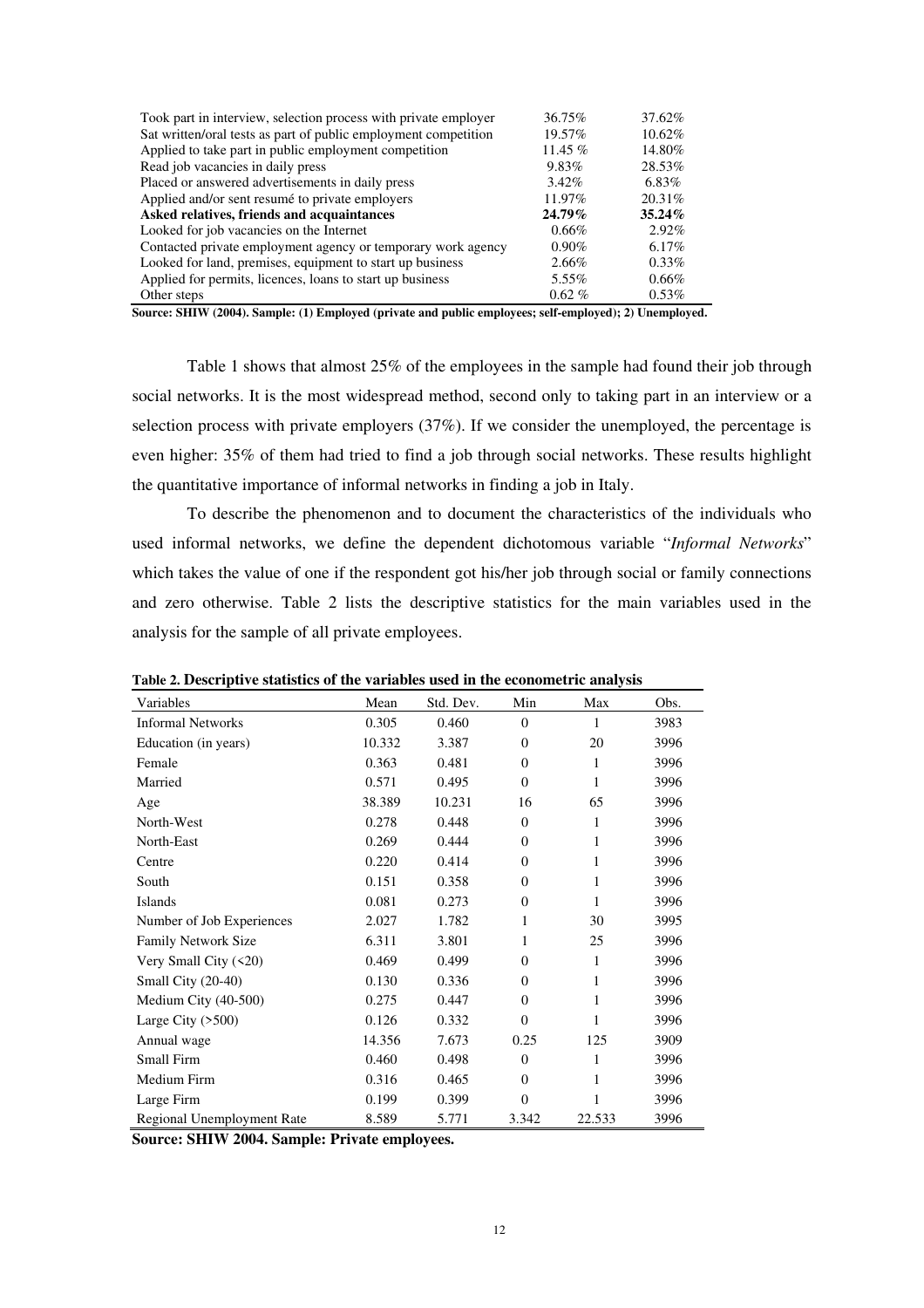| | | |
|---|---|---|
| Took part in interview, selection process with private employer | 36.75% | 37.62% |
| Sat written/oral tests as part of public employment competition | 19.57% | 10.62% |
| Applied to take part in public employment competition | 11.45 % | 14.80% |
| Read job vacancies in daily press | 9.83% | 28.53% |
| Placed or answered advertisements in daily press | 3.42% | 6.83% |
| Applied and/or sent resumé to private employers | 11.97% | 20.31% |
| **Asked relatives, friends and acquaintances** | **24.79%** | **35.24%** |
| Looked for job vacancies on the Internet | 0.66% | 2.92% |
| Contacted private employment agency or temporary work agency | 0.90% | 6.17% |
| Looked for land, premises, equipment to start up business | 2.66% | 0.33% |
| Applied for permits, licences, loans to start up business | 5.55% | 0.66% |
| Other steps | 0.62 % | 0.53% |

**Source: SHIW (2004). Sample: (1) Employed (private and public employees; self-employed); 2) Unemployed.**

Table 1 shows that almost 25% of the employees in the sample had found their job through social networks. It is the most widespread method, second only to taking part in an interview or a selection process with private employers (37%). If we consider the unemployed, the percentage is even higher: 35% of them had tried to find a job through social networks. These results highlight the quantitative importance of informal networks in finding a job in Italy.

To describe the phenomenon and to document the characteristics of the individuals who used informal networks, we define the dependent dichotomous variable "*Informal Networks*" which takes the value of one if the respondent got his/her job through social or family connections and zero otherwise. Table 2 lists the descriptive statistics for the main variables used in the analysis for the sample of all private employees.

**Table 2. Descriptive statistics of the variables used in the econometric analysis**

| Variables | Mean | Std. Dev. | Min | Max | Obs. |
|---|---|---|---|---|---|
| Informal Networks | 0.305 | 0.460 | 0 | 1 | 3983 |
| Education (in years) | 10.332 | 3.387 | 0 | 20 | 3996 |
| Female | 0.363 | 0.481 | 0 | 1 | 3996 |
| Married | 0.571 | 0.495 | 0 | 1 | 3996 |
| Age | 38.389 | 10.231 | 16 | 65 | 3996 |
| North-West | 0.278 | 0.448 | 0 | 1 | 3996 |
| North-East | 0.269 | 0.444 | 0 | 1 | 3996 |
| Centre | 0.220 | 0.414 | 0 | 1 | 3996 |
| South | 0.151 | 0.358 | 0 | 1 | 3996 |
| Islands | 0.081 | 0.273 | 0 | 1 | 3996 |
| Number of Job Experiences | 2.027 | 1.782 | 1 | 30 | 3995 |
| Family Network Size | 6.311 | 3.801 | 1 | 25 | 3996 |
| Very Small City (<20) | 0.469 | 0.499 | 0 | 1 | 3996 |
| Small City (20-40) | 0.130 | 0.336 | 0 | 1 | 3996 |
| Medium City (40-500) | 0.275 | 0.447 | 0 | 1 | 3996 |
| Large City (>500) | 0.126 | 0.332 | 0 | 1 | 3996 |
| Annual wage | 14.356 | 7.673 | 0.25 | 125 | 3909 |
| Small Firm | 0.460 | 0.498 | 0 | 1 | 3996 |
| Medium Firm | 0.316 | 0.465 | 0 | 1 | 3996 |
| Large Firm | 0.199 | 0.399 | 0 | 1 | 3996 |
| Regional Unemployment Rate | 8.589 | 5.771 | 3.342 | 22.533 | 3996 |

**Source: SHIW 2004. Sample: Private employees.**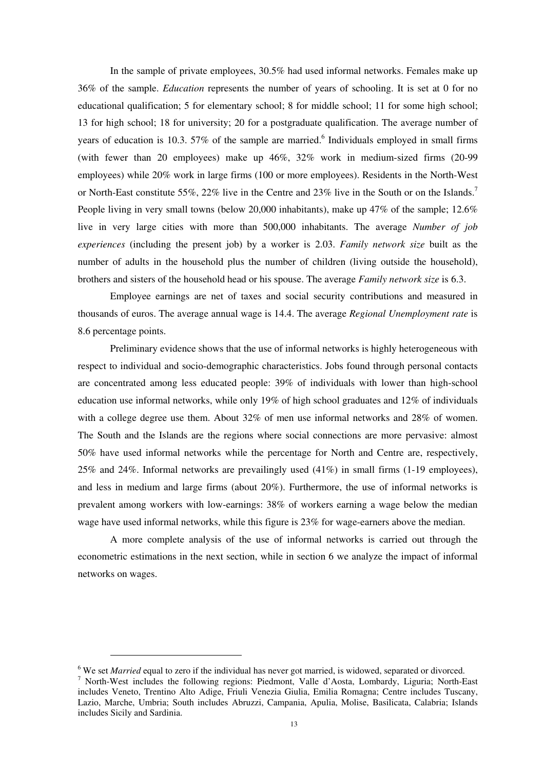In the sample of private employees, 30.5% had used informal networks. Females make up 36% of the sample. *Education* represents the number of years of schooling. It is set at 0 for no educational qualification; 5 for elementary school; 8 for middle school; 11 for some high school; 13 for high school; 18 for university; 20 for a postgraduate qualification. The average number of years of education is 10.3. 57% of the sample are married.[6] Individuals employed in small firms (with fewer than 20 employees) make up 46%, 32% work in medium-sized firms (20-99 employees) while 20% work in large firms (100 or more employees). Residents in the North-West or North-East constitute 55%, 22% live in the Centre and 23% live in the South or on the Islands.[7] People living in very small towns (below 20,000 inhabitants), make up 47% of the sample; 12.6% live in very large cities with more than 500,000 inhabitants. The average *Number of job experiences* (including the present job) by a worker is 2.03. *Family network size* built as the number of adults in the household plus the number of children (living outside the household), brothers and sisters of the household head or his spouse. The average *Family network size* is 6.3.

Employee earnings are net of taxes and social security contributions and measured in thousands of euros. The average annual wage is 14.4. The average *Regional Unemployment rate* is 8.6 percentage points.

Preliminary evidence shows that the use of informal networks is highly heterogeneous with respect to individual and socio-demographic characteristics. Jobs found through personal contacts are concentrated among less educated people: 39% of individuals with lower than high-school education use informal networks, while only 19% of high school graduates and 12% of individuals with a college degree use them. About 32% of men use informal networks and 28% of women. The South and the Islands are the regions where social connections are more pervasive: almost 50% have used informal networks while the percentage for North and Centre are, respectively, 25% and 24%. Informal networks are prevailingly used (41%) in small firms (1-19 employees), and less in medium and large firms (about 20%). Furthermore, the use of informal networks is prevalent among workers with low-earnings: 38% of workers earning a wage below the median wage have used informal networks, while this figure is 23% for wage-earners above the median.

A more complete analysis of the use of informal networks is carried out through the econometric estimations in the next section, while in section 6 we analyze the impact of informal networks on wages.

---

[6] We set *Married* equal to zero if the individual has never got married, is widowed, separated or divorced.

[7] North-West includes the following regions: Piedmont, Valle d'Aosta, Lombardy, Liguria; North-East includes Veneto, Trentino Alto Adige, Friuli Venezia Giulia, Emilia Romagna; Centre includes Tuscany, Lazio, Marche, Umbria; South includes Abruzzi, Campania, Apulia, Molise, Basilicata, Calabria; Islands includes Sicily and Sardinia.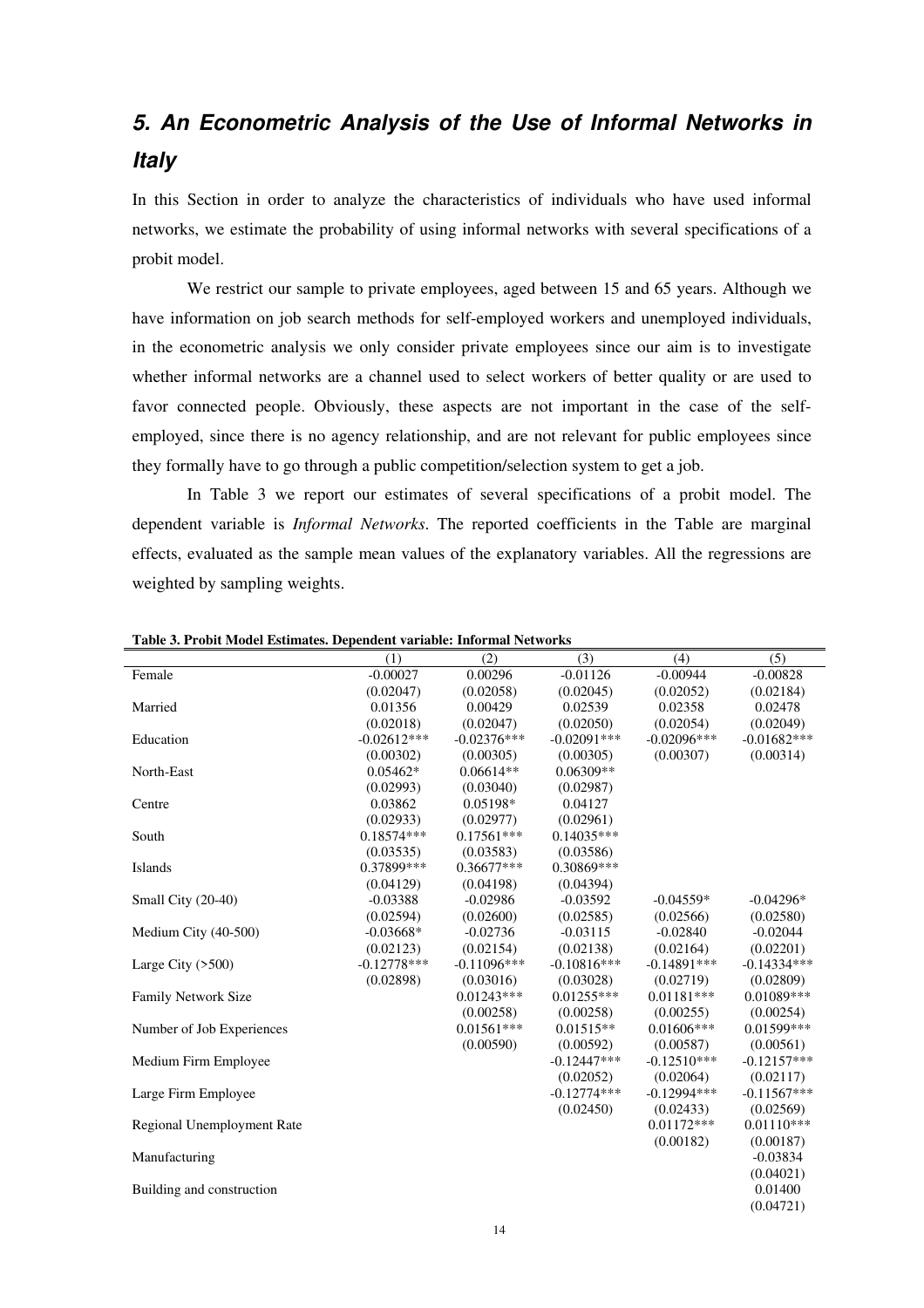## *5. An Econometric Analysis of the Use of Informal Networks in Italy*

In this Section in order to analyze the characteristics of individuals who have used informal networks, we estimate the probability of using informal networks with several specifications of a probit model.

We restrict our sample to private employees, aged between 15 and 65 years. Although we have information on job search methods for self-employed workers and unemployed individuals, in the econometric analysis we only consider private employees since our aim is to investigate whether informal networks are a channel used to select workers of better quality or are used to favor connected people. Obviously, these aspects are not important in the case of the self-employed, since there is no agency relationship, and are not relevant for public employees since they formally have to go through a public competition/selection system to get a job.

In Table 3 we report our estimates of several specifications of a probit model. The dependent variable is *Informal Networks*. The reported coefficients in the Table are marginal effects, evaluated as the sample mean values of the explanatory variables. All the regressions are weighted by sampling weights.

**Table 3. Probit Model Estimates. Dependent variable: Informal Networks**

| | (1) | (2) | (3) | (4) | (5) |
|---|---|---|---|---|---|
| Female | -0.00027 | 0.00296 | -0.01126 | -0.00944 | -0.00828 |
| | (0.02047) | (0.02058) | (0.02045) | (0.02052) | (0.02184) |
| Married | 0.01356 | 0.00429 | 0.02539 | 0.02358 | 0.02478 |
| | (0.02018) | (0.02047) | (0.02050) | (0.02054) | (0.02049) |
| Education | -0.02612*** | -0.02376*** | -0.02091*** | -0.02096*** | -0.01682*** |
| | (0.00302) | (0.00305) | (0.00305) | (0.00307) | (0.00314) |
| North-East | 0.05462* | 0.06614** | 0.06309** | | |
| | (0.02993) | (0.03040) | (0.02987) | | |
| Centre | 0.03862 | 0.05198* | 0.04127 | | |
| | (0.02933) | (0.02977) | (0.02961) | | |
| South | 0.18574*** | 0.17561*** | 0.14035*** | | |
| | (0.03535) | (0.03583) | (0.03586) | | |
| Islands | 0.37899*** | 0.36677*** | 0.30869*** | | |
| | (0.04129) | (0.04198) | (0.04394) | | |
| Small City (20-40) | -0.03388 | -0.02986 | -0.03592 | -0.04559* | -0.04296* |
| | (0.02594) | (0.02600) | (0.02585) | (0.02566) | (0.02580) |
| Medium City (40-500) | -0.03668* | -0.02736 | -0.03115 | -0.02840 | -0.02044 |
| | (0.02123) | (0.02154) | (0.02138) | (0.02164) | (0.02201) |
| Large City (>500) | -0.12778*** | -0.11096*** | -0.10816*** | -0.14891*** | -0.14334*** |
| | (0.02898) | (0.03016) | (0.03028) | (0.02719) | (0.02809) |
| Family Network Size | | 0.01243*** | 0.01255*** | 0.01181*** | 0.01089*** |
| | | (0.00258) | (0.00258) | (0.00255) | (0.00254) |
| Number of Job Experiences | | 0.01561*** | 0.01515** | 0.01606*** | 0.01599*** |
| | | (0.00590) | (0.00592) | (0.00587) | (0.00561) |
| Medium Firm Employee | | | -0.12447*** | -0.12510*** | -0.12157*** |
| | | | (0.02052) | (0.02064) | (0.02117) |
| Large Firm Employee | | | -0.12774*** | -0.12994*** | -0.11567*** |
| | | | (0.02450) | (0.02433) | (0.02569) |
| Regional Unemployment Rate | | | | 0.01172*** | 0.01110*** |
| | | | | (0.00182) | (0.00187) |
| Manufacturing | | | | | -0.03834 |
| | | | | | (0.04021) |
| Building and construction | | | | | 0.01400 |
| | | | | | (0.04721) |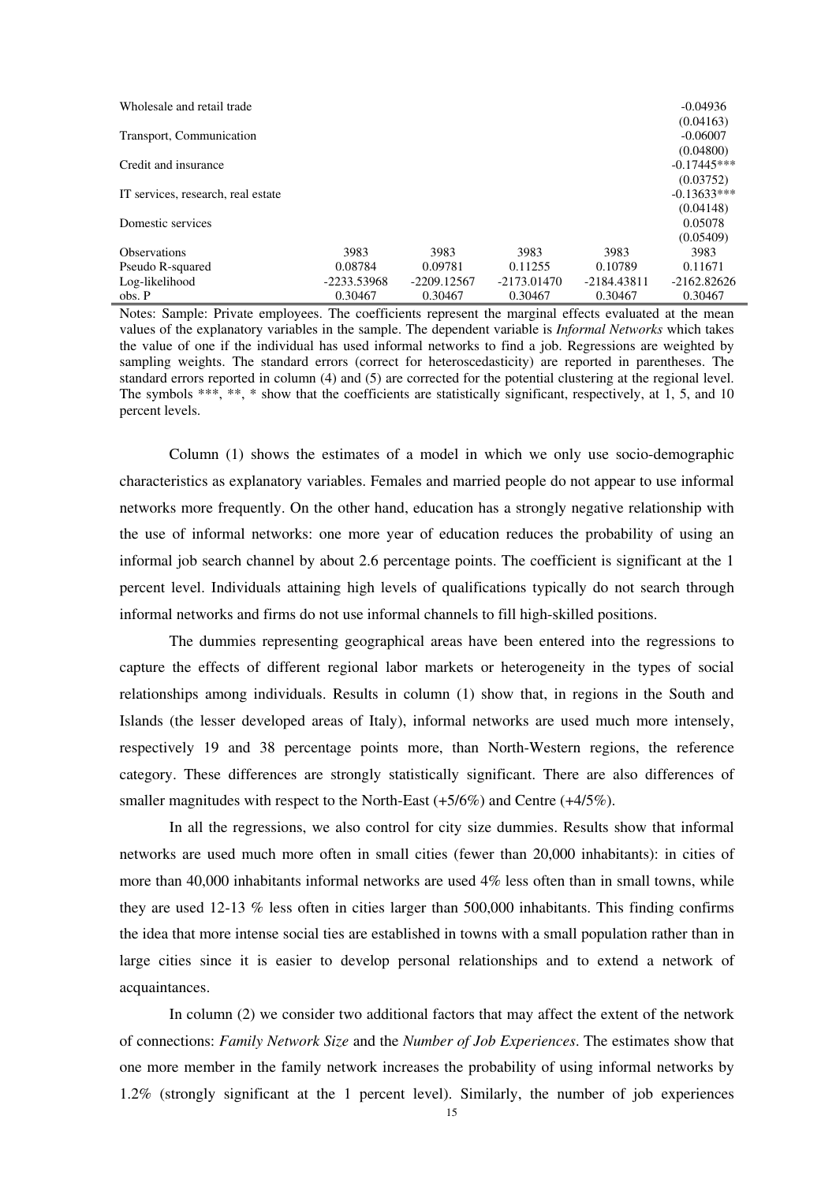| | | | | | |
|---|---|---|---|---|---|
| Wholesale and retail trade | | | | | -0.04936 |
| | | | | | (0.04163) |
| Transport, Communication | | | | | -0.06007 |
| | | | | | (0.04800) |
| Credit and insurance | | | | | -0.17445*** |
| | | | | | (0.03752) |
| IT services, research, real estate | | | | | -0.13633*** |
| | | | | | (0.04148) |
| Domestic services | | | | | 0.05078 |
| | | | | | (0.05409) |
| Observations | 3983 | 3983 | 3983 | 3983 | 3983 |
| Pseudo R-squared | 0.08784 | 0.09781 | 0.11255 | 0.10789 | 0.11671 |
| Log-likelihood | -2233.53968 | -2209.12567 | -2173.01470 | -2184.43811 | -2162.82626 |
| obs. P | 0.30467 | 0.30467 | 0.30467 | 0.30467 | 0.30467 |

Notes: Sample: Private employees. The coefficients represent the marginal effects evaluated at the mean values of the explanatory variables in the sample. The dependent variable is *Informal Networks* which takes the value of one if the individual has used informal networks to find a job. Regressions are weighted by sampling weights. The standard errors (correct for heteroscedasticity) are reported in parentheses. The standard errors reported in column (4) and (5) are corrected for the potential clustering at the regional level. The symbols ***, **, * show that the coefficients are statistically significant, respectively, at 1, 5, and 10 percent levels.

Column (1) shows the estimates of a model in which we only use socio-demographic characteristics as explanatory variables. Females and married people do not appear to use informal networks more frequently. On the other hand, education has a strongly negative relationship with the use of informal networks: one more year of education reduces the probability of using an informal job search channel by about 2.6 percentage points. The coefficient is significant at the 1 percent level. Individuals attaining high levels of qualifications typically do not search through informal networks and firms do not use informal channels to fill high-skilled positions.

The dummies representing geographical areas have been entered into the regressions to capture the effects of different regional labor markets or heterogeneity in the types of social relationships among individuals. Results in column (1) show that, in regions in the South and Islands (the lesser developed areas of Italy), informal networks are used much more intensely, respectively 19 and 38 percentage points more, than North-Western regions, the reference category. These differences are strongly statistically significant. There are also differences of smaller magnitudes with respect to the North-East (+5/6%) and Centre (+4/5%).

In all the regressions, we also control for city size dummies. Results show that informal networks are used much more often in small cities (fewer than 20,000 inhabitants): in cities of more than 40,000 inhabitants informal networks are used 4% less often than in small towns, while they are used 12-13 % less often in cities larger than 500,000 inhabitants. This finding confirms the idea that more intense social ties are established in towns with a small population rather than in large cities since it is easier to develop personal relationships and to extend a network of acquaintances.

In column (2) we consider two additional factors that may affect the extent of the network of connections: *Family Network Size* and the *Number of Job Experiences*. The estimates show that one more member in the family network increases the probability of using informal networks by 1.2% (strongly significant at the 1 percent level). Similarly, the number of job experiences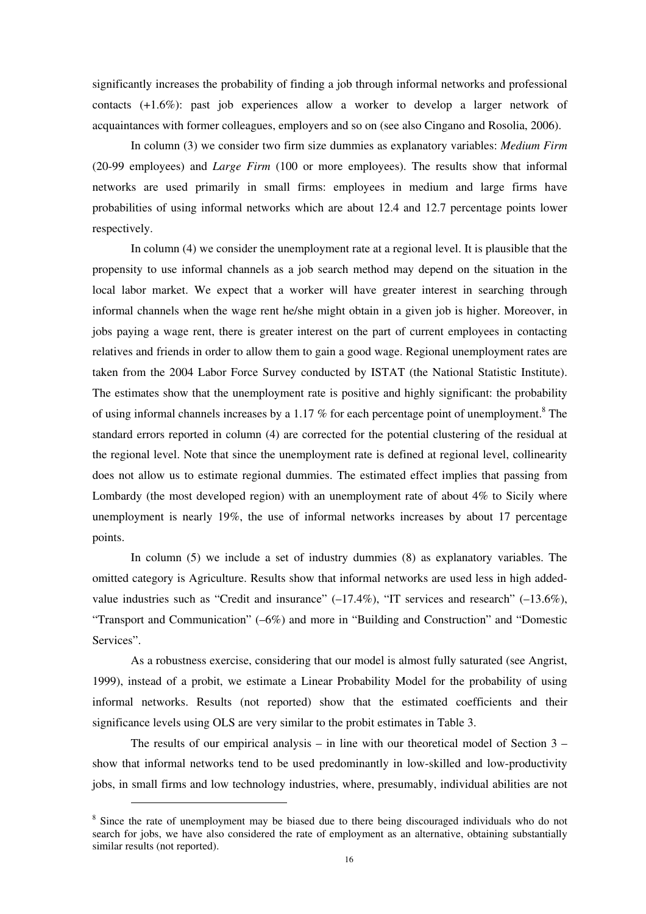significantly increases the probability of finding a job through informal networks and professional contacts (+1.6%): past job experiences allow a worker to develop a larger network of acquaintances with former colleagues, employers and so on (see also Cingano and Rosolia, 2006).

In column (3) we consider two firm size dummies as explanatory variables: *Medium Firm* (20-99 employees) and *Large Firm* (100 or more employees). The results show that informal networks are used primarily in small firms: employees in medium and large firms have probabilities of using informal networks which are about 12.4 and 12.7 percentage points lower respectively.

In column (4) we consider the unemployment rate at a regional level. It is plausible that the propensity to use informal channels as a job search method may depend on the situation in the local labor market. We expect that a worker will have greater interest in searching through informal channels when the wage rent he/she might obtain in a given job is higher. Moreover, in jobs paying a wage rent, there is greater interest on the part of current employees in contacting relatives and friends in order to allow them to gain a good wage. Regional unemployment rates are taken from the 2004 Labor Force Survey conducted by ISTAT (the National Statistic Institute). The estimates show that the unemployment rate is positive and highly significant: the probability of using informal channels increases by a 1.17 % for each percentage point of unemployment.[8] The standard errors reported in column (4) are corrected for the potential clustering of the residual at the regional level. Note that since the unemployment rate is defined at regional level, collinearity does not allow us to estimate regional dummies. The estimated effect implies that passing from Lombardy (the most developed region) with an unemployment rate of about 4% to Sicily where unemployment is nearly 19%, the use of informal networks increases by about 17 percentage points.

In column (5) we include a set of industry dummies (8) as explanatory variables. The omitted category is Agriculture. Results show that informal networks are used less in high added-value industries such as "Credit and insurance" (–17.4%), "IT services and research" (–13.6%), "Transport and Communication" (–6%) and more in "Building and Construction" and "Domestic Services".

As a robustness exercise, considering that our model is almost fully saturated (see Angrist, 1999), instead of a probit, we estimate a Linear Probability Model for the probability of using informal networks. Results (not reported) show that the estimated coefficients and their significance levels using OLS are very similar to the probit estimates in Table 3.

The results of our empirical analysis – in line with our theoretical model of Section 3 – show that informal networks tend to be used predominantly in low-skilled and low-productivity jobs, in small firms and low technology industries, where, presumably, individual abilities are not

[8] Since the rate of unemployment may be biased due to there being discouraged individuals who do not search for jobs, we have also considered the rate of employment as an alternative, obtaining substantially similar results (not reported).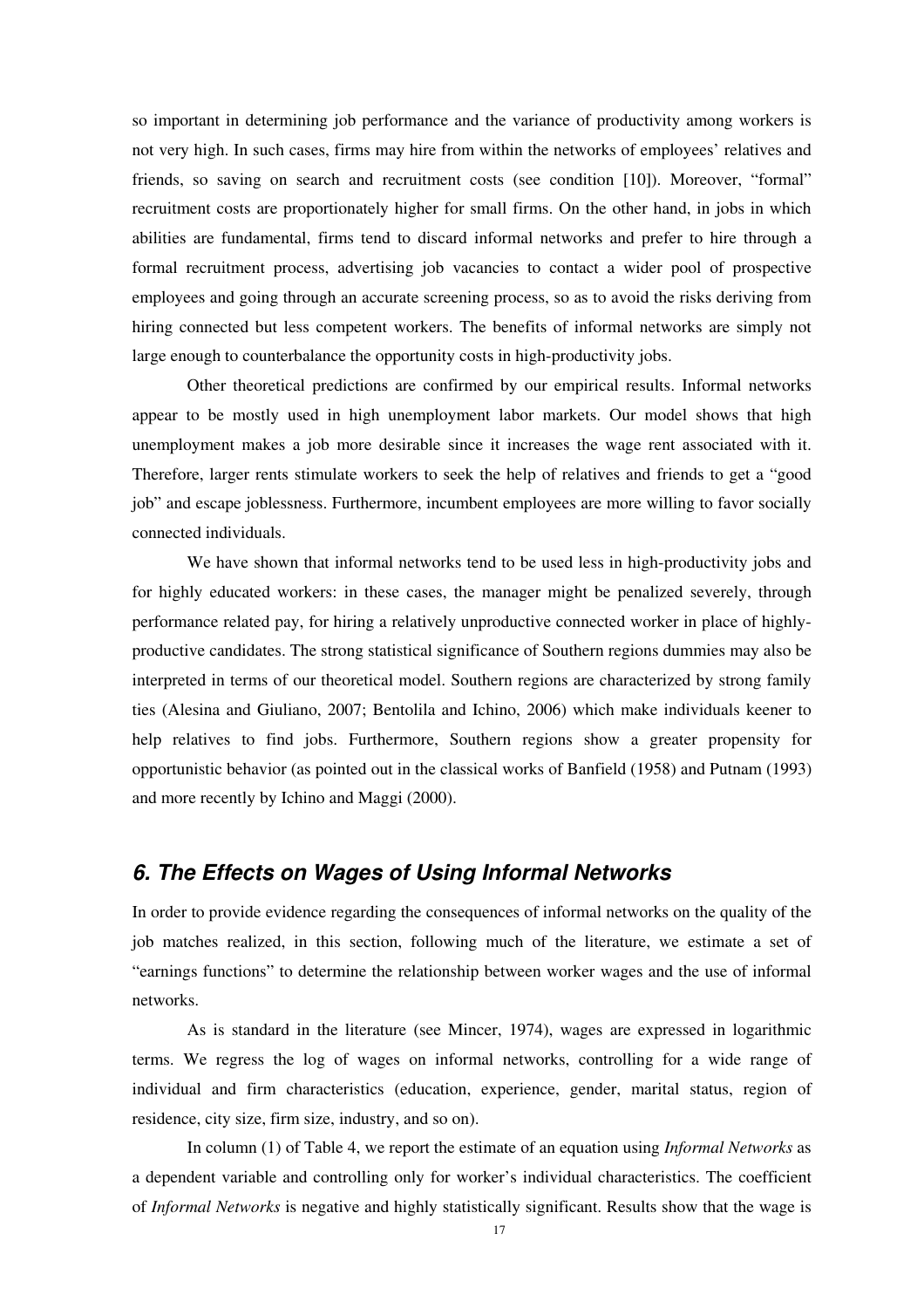so important in determining job performance and the variance of productivity among workers is not very high. In such cases, firms may hire from within the networks of employees' relatives and friends, so saving on search and recruitment costs (see condition [10]). Moreover, "formal" recruitment costs are proportionately higher for small firms. On the other hand, in jobs in which abilities are fundamental, firms tend to discard informal networks and prefer to hire through a formal recruitment process, advertising job vacancies to contact a wider pool of prospective employees and going through an accurate screening process, so as to avoid the risks deriving from hiring connected but less competent workers. The benefits of informal networks are simply not large enough to counterbalance the opportunity costs in high-productivity jobs.

Other theoretical predictions are confirmed by our empirical results. Informal networks appear to be mostly used in high unemployment labor markets. Our model shows that high unemployment makes a job more desirable since it increases the wage rent associated with it. Therefore, larger rents stimulate workers to seek the help of relatives and friends to get a "good job" and escape joblessness. Furthermore, incumbent employees are more willing to favor socially connected individuals.

We have shown that informal networks tend to be used less in high-productivity jobs and for highly educated workers: in these cases, the manager might be penalized severely, through performance related pay, for hiring a relatively unproductive connected worker in place of highly-productive candidates. The strong statistical significance of Southern regions dummies may also be interpreted in terms of our theoretical model. Southern regions are characterized by strong family ties (Alesina and Giuliano, 2007; Bentolila and Ichino, 2006) which make individuals keener to help relatives to find jobs. Furthermore, Southern regions show a greater propensity for opportunistic behavior (as pointed out in the classical works of Banfield (1958) and Putnam (1993) and more recently by Ichino and Maggi (2000).

## *6. The Effects on Wages of Using Informal Networks*

In order to provide evidence regarding the consequences of informal networks on the quality of the job matches realized, in this section, following much of the literature, we estimate a set of "earnings functions" to determine the relationship between worker wages and the use of informal networks.

As is standard in the literature (see Mincer, 1974), wages are expressed in logarithmic terms. We regress the log of wages on informal networks, controlling for a wide range of individual and firm characteristics (education, experience, gender, marital status, region of residence, city size, firm size, industry, and so on).

In column (1) of Table 4, we report the estimate of an equation using *Informal Networks* as a dependent variable and controlling only for worker's individual characteristics. The coefficient of *Informal Networks* is negative and highly statistically significant. Results show that the wage is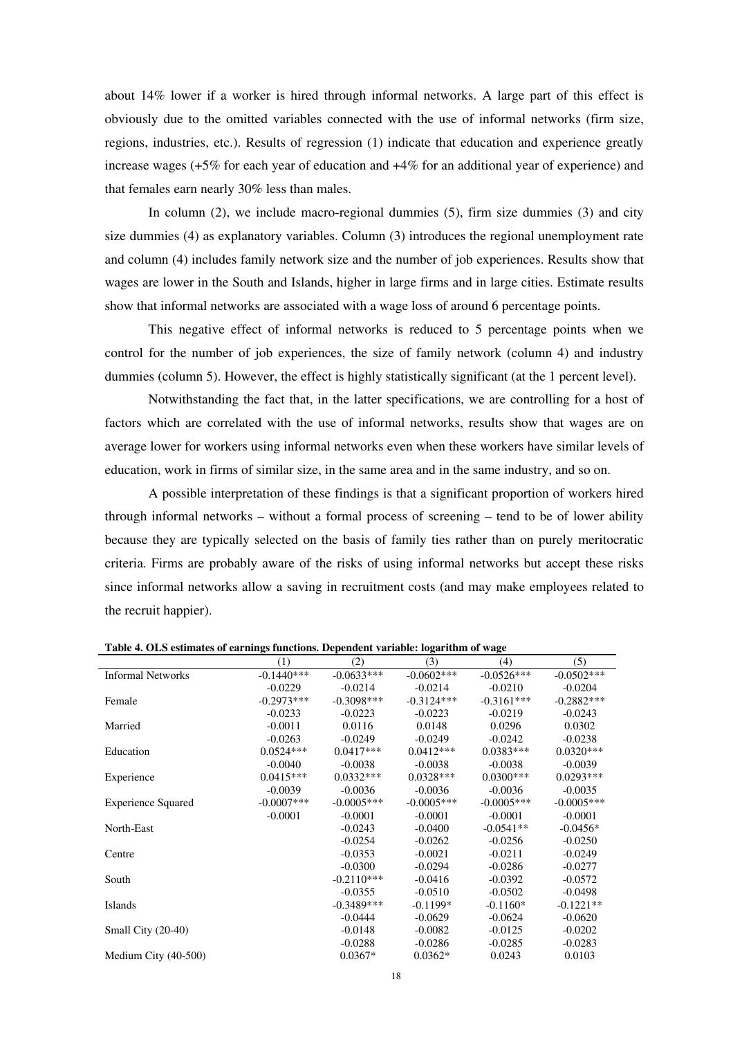about 14% lower if a worker is hired through informal networks. A large part of this effect is obviously due to the omitted variables connected with the use of informal networks (firm size, regions, industries, etc.). Results of regression (1) indicate that education and experience greatly increase wages (+5% for each year of education and +4% for an additional year of experience) and that females earn nearly 30% less than males.

In column (2), we include macro-regional dummies (5), firm size dummies (3) and city size dummies (4) as explanatory variables. Column (3) introduces the regional unemployment rate and column (4) includes family network size and the number of job experiences. Results show that wages are lower in the South and Islands, higher in large firms and in large cities. Estimate results show that informal networks are associated with a wage loss of around 6 percentage points.

This negative effect of informal networks is reduced to 5 percentage points when we control for the number of job experiences, the size of family network (column 4) and industry dummies (column 5). However, the effect is highly statistically significant (at the 1 percent level).

Notwithstanding the fact that, in the latter specifications, we are controlling for a host of factors which are correlated with the use of informal networks, results show that wages are on average lower for workers using informal networks even when these workers have similar levels of education, work in firms of similar size, in the same area and in the same industry, and so on.

A possible interpretation of these findings is that a significant proportion of workers hired through informal networks – without a formal process of screening – tend to be of lower ability because they are typically selected on the basis of family ties rather than on purely meritocratic criteria. Firms are probably aware of the risks of using informal networks but accept these risks since informal networks allow a saving in recruitment costs (and may make employees related to the recruit happier).

**Table 4. OLS estimates of earnings functions. Dependent variable: logarithm of wage**

| | (1) | (2) | (3) | (4) | (5) |
|---|---|---|---|---|---|
| Informal Networks | -0.1440*** | -0.0633*** | -0.0602*** | -0.0526*** | -0.0502*** |
| | -0.0229 | -0.0214 | -0.0214 | -0.0210 | -0.0204 |
| Female | -0.2973*** | -0.3098*** | -0.3124*** | -0.3161*** | -0.2882*** |
| | -0.0233 | -0.0223 | -0.0223 | -0.0219 | -0.0243 |
| Married | -0.0011 | 0.0116 | 0.0148 | 0.0296 | 0.0302 |
| | -0.0263 | -0.0249 | -0.0249 | -0.0242 | -0.0238 |
| Education | 0.0524*** | 0.0417*** | 0.0412*** | 0.0383*** | 0.0320*** |
| | -0.0040 | -0.0038 | -0.0038 | -0.0038 | -0.0039 |
| Experience | 0.0415*** | 0.0332*** | 0.0328*** | 0.0300*** | 0.0293*** |
| | -0.0039 | -0.0036 | -0.0036 | -0.0036 | -0.0035 |
| Experience Squared | -0.0007*** | -0.0005*** | -0.0005*** | -0.0005*** | -0.0005*** |
| | -0.0001 | -0.0001 | -0.0001 | -0.0001 | -0.0001 |
| North-East | | -0.0243 | -0.0400 | -0.0541** | -0.0456* |
| | | -0.0254 | -0.0262 | -0.0256 | -0.0250 |
| Centre | | -0.0353 | -0.0021 | -0.0211 | -0.0249 |
| | | -0.0300 | -0.0294 | -0.0286 | -0.0277 |
| South | | -0.2110*** | -0.0416 | -0.0392 | -0.0572 |
| | | -0.0355 | -0.0510 | -0.0502 | -0.0498 |
| Islands | | -0.3489*** | -0.1199* | -0.1160* | -0.1221** |
| | | -0.0444 | -0.0629 | -0.0624 | -0.0620 |
| Small City (20-40) | | -0.0148 | -0.0082 | -0.0125 | -0.0202 |
| | | -0.0288 | -0.0286 | -0.0285 | -0.0283 |
| Medium City (40-500) | | 0.0367* | 0.0362* | 0.0243 | 0.0103 |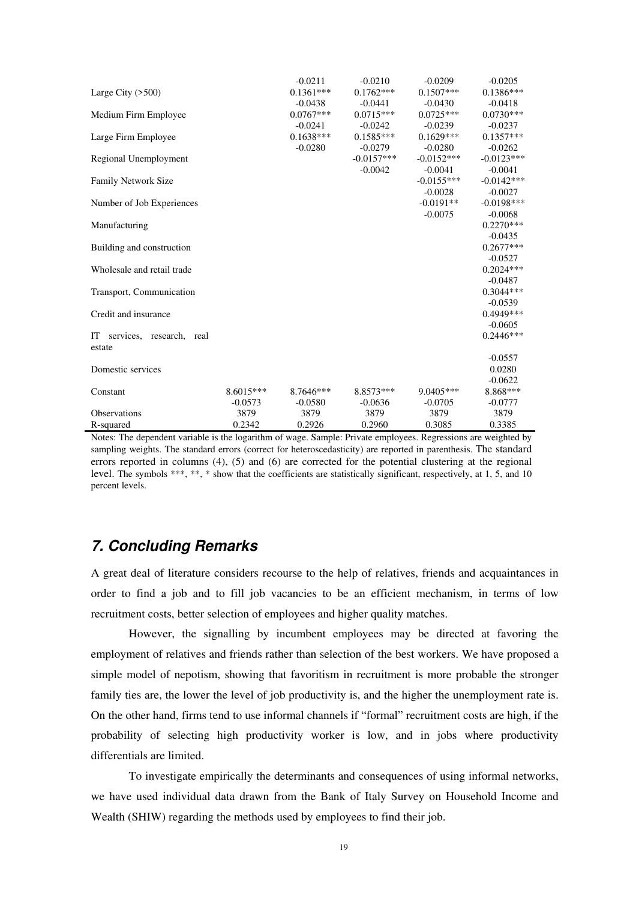| | | | | | |
|---|---|---|---|---|---|
| | | -0.0211 | -0.0210 | -0.0209 | -0.0205 |
| Large City (>500) | | 0.1361*** | 0.1762*** | 0.1507*** | 0.1386*** |
| | | -0.0438 | -0.0441 | -0.0430 | -0.0418 |
| Medium Firm Employee | | 0.0767*** | 0.0715*** | 0.0725*** | 0.0730*** |
| | | -0.0241 | -0.0242 | -0.0239 | -0.0237 |
| Large Firm Employee | | 0.1638*** | 0.1585*** | 0.1629*** | 0.1357*** |
| | | -0.0280 | -0.0279 | -0.0280 | -0.0262 |
| Regional Unemployment | | | -0.0157*** | -0.0152*** | -0.0123*** |
| | | | -0.0042 | -0.0041 | -0.0041 |
| Family Network Size | | | | -0.0155*** | -0.0142*** |
| | | | | -0.0028 | -0.0027 |
| Number of Job Experiences | | | | -0.0191** | -0.0198*** |
| | | | | -0.0075 | -0.0068 |
| Manufacturing | | | | | 0.2270*** |
| | | | | | -0.0435 |
| Building and construction | | | | | 0.2677*** |
| | | | | | -0.0527 |
| Wholesale and retail trade | | | | | 0.2024*** |
| | | | | | -0.0487 |
| Transport, Communication | | | | | 0.3044*** |
| | | | | | -0.0539 |
| Credit and insurance | | | | | 0.4949*** |
| | | | | | -0.0605 |
| IT services, research, real estate | | | | | 0.2446*** |
| | | | | | -0.0557 |
| Domestic services | | | | | 0.0280 |
| | | | | | -0.0622 |
| Constant | 8.6015*** | 8.7646*** | 8.8573*** | 9.0405*** | 8.868*** |
| | -0.0573 | -0.0580 | -0.0636 | -0.0705 | -0.0777 |
| Observations | 3879 | 3879 | 3879 | 3879 | 3879 |
| R-squared | 0.2342 | 0.2926 | 0.2960 | 0.3085 | 0.3385 |

Notes: The dependent variable is the logarithm of wage. Sample: Private employees. Regressions are weighted by sampling weights. The standard errors (correct for heteroscedasticity) are reported in parenthesis. The standard errors reported in columns (4), (5) and (6) are corrected for the potential clustering at the regional level. The symbols ***, **, * show that the coefficients are statistically significant, respectively, at 1, 5, and 10 percent levels.

## *7. Concluding Remarks*

A great deal of literature considers recourse to the help of relatives, friends and acquaintances in order to find a job and to fill job vacancies to be an efficient mechanism, in terms of low recruitment costs, better selection of employees and higher quality matches.

However, the signalling by incumbent employees may be directed at favoring the employment of relatives and friends rather than selection of the best workers. We have proposed a simple model of nepotism, showing that favoritism in recruitment is more probable the stronger family ties are, the lower the level of job productivity is, and the higher the unemployment rate is. On the other hand, firms tend to use informal channels if "formal" recruitment costs are high, if the probability of selecting high productivity worker is low, and in jobs where productivity differentials are limited.

To investigate empirically the determinants and consequences of using informal networks, we have used individual data drawn from the Bank of Italy Survey on Household Income and Wealth (SHIW) regarding the methods used by employees to find their job.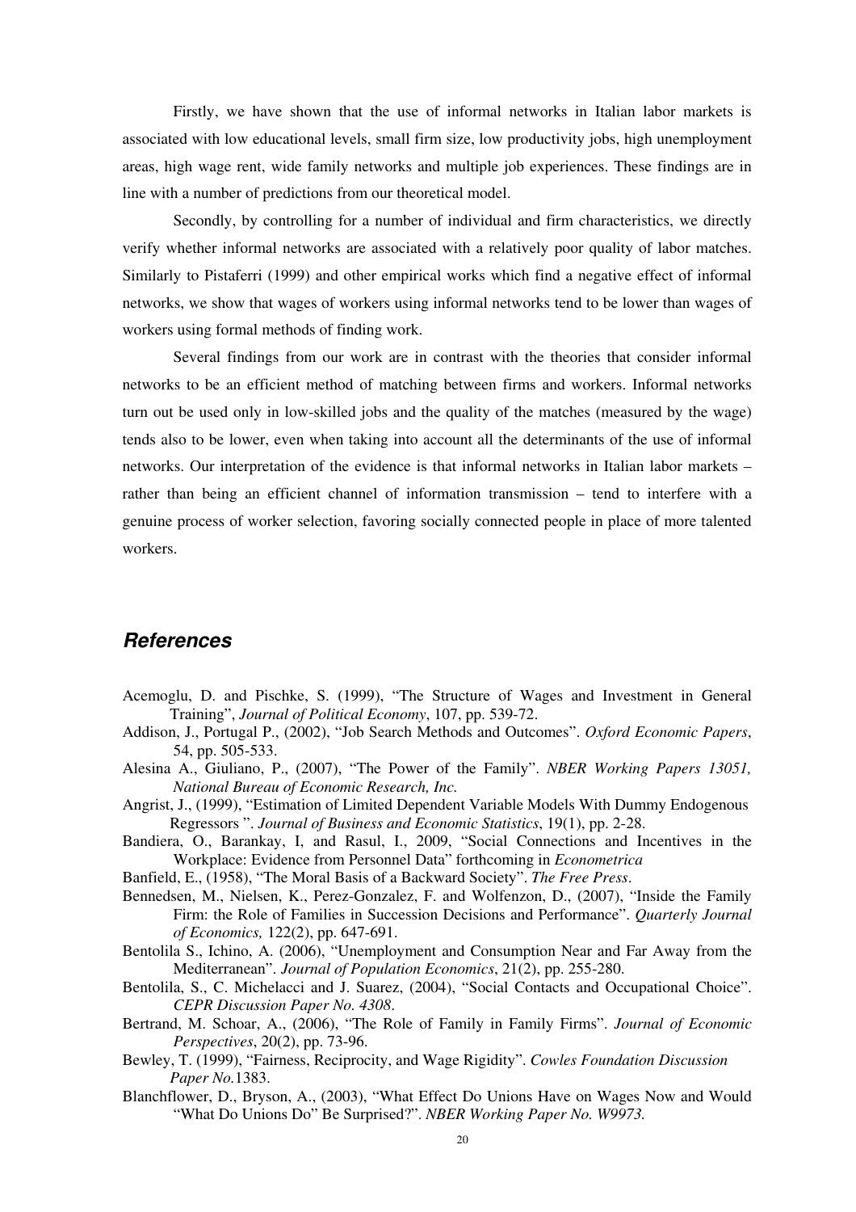Firstly, we have shown that the use of informal networks in Italian labor markets is associated with low educational levels, small firm size, low productivity jobs, high unemployment areas, high wage rent, wide family networks and multiple job experiences. These findings are in line with a number of predictions from our theoretical model.

Secondly, by controlling for a number of individual and firm characteristics, we directly verify whether informal networks are associated with a relatively poor quality of labor matches. Similarly to Pistaferri (1999) and other empirical works which find a negative effect of informal networks, we show that wages of workers using informal networks tend to be lower than wages of workers using formal methods of finding work.

Several findings from our work are in contrast with the theories that consider informal networks to be an efficient method of matching between firms and workers. Informal networks turn out be used only in low-skilled jobs and the quality of the matches (measured by the wage) tends also to be lower, even when taking into account all the determinants of the use of informal networks. Our interpretation of the evidence is that informal networks in Italian labor markets – rather than being an efficient channel of information transmission – tend to interfere with a genuine process of worker selection, favoring socially connected people in place of more talented workers.

## *References*

Acemoglu, D. and Pischke, S. (1999), "The Structure of Wages and Investment in General Training", *Journal of Political Economy*, 107, pp. 539-72.

Addison, J., Portugal P., (2002), "Job Search Methods and Outcomes". *Oxford Economic Papers*, 54, pp. 505-533.

Alesina A., Giuliano, P., (2007), "The Power of the Family". *NBER Working Papers 13051, National Bureau of Economic Research, Inc.*

Angrist, J., (1999), "Estimation of Limited Dependent Variable Models With Dummy Endogenous Regressors ". *Journal of Business and Economic Statistics*, 19(1), pp. 2-28.

Bandiera, O., Barankay, I, and Rasul, I., 2009, "Social Connections and Incentives in the Workplace: Evidence from Personnel Data" forthcoming in *Econometrica*

Banfield, E., (1958), "The Moral Basis of a Backward Society". *The Free Press*.

Bennedsen, M., Nielsen, K., Perez-Gonzalez, F. and Wolfenzon, D., (2007), "Inside the Family Firm: the Role of Families in Succession Decisions and Performance". *Quarterly Journal of Economics,* 122(2), pp. 647-691.

Bentolila S., Ichino, A. (2006), "Unemployment and Consumption Near and Far Away from the Mediterranean". *Journal of Population Economics*, 21(2), pp. 255-280.

Bentolila, S., C. Michelacci and J. Suarez, (2004), "Social Contacts and Occupational Choice". *CEPR Discussion Paper No. 4308*.

Bertrand, M. Schoar, A., (2006), "The Role of Family in Family Firms". *Journal of Economic Perspectives*, 20(2), pp. 73-96.

Bewley, T. (1999), "Fairness, Reciprocity, and Wage Rigidity". *Cowles Foundation Discussion Paper No.*1383.

Blanchflower, D., Bryson, A., (2003), "What Effect Do Unions Have on Wages Now and Would "What Do Unions Do" Be Surprised?". *NBER Working Paper No. W9973.*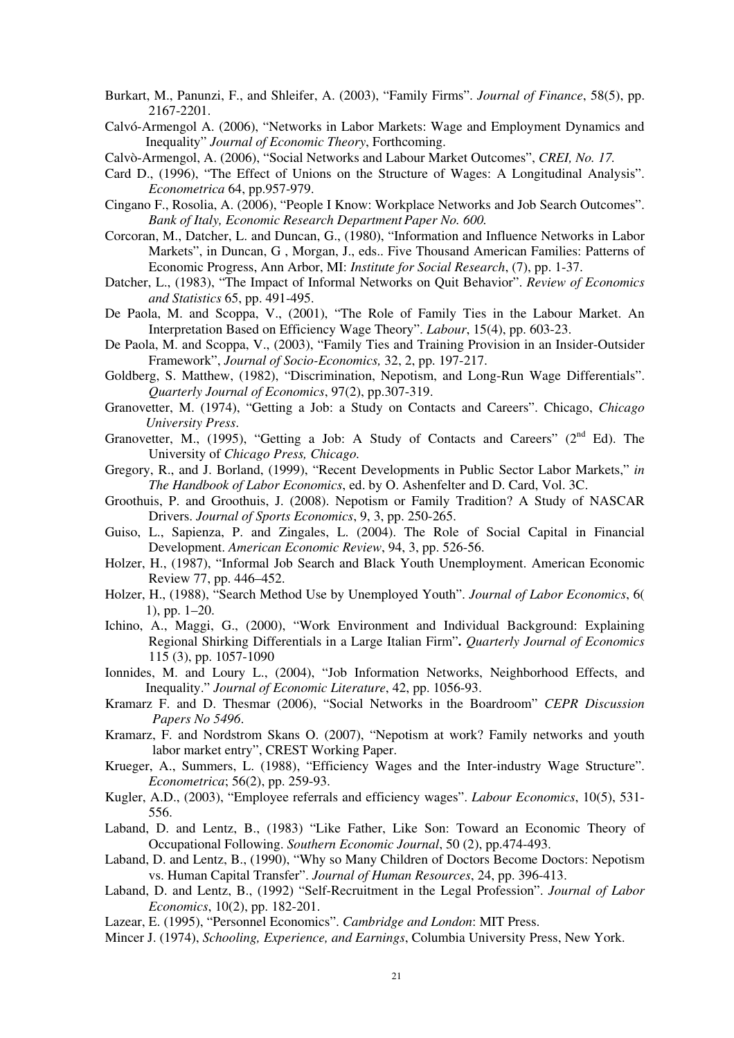Burkart, M., Panunzi, F., and Shleifer, A. (2003), "Family Firms". *Journal of Finance*, 58(5), pp. 2167-2201.

Calvó-Armengol A. (2006), "Networks in Labor Markets: Wage and Employment Dynamics and Inequality" *Journal of Economic Theory*, Forthcoming.

Calvò-Armengol, A. (2006), "Social Networks and Labour Market Outcomes", *CREI, No. 17.*

Card D., (1996), "The Effect of Unions on the Structure of Wages: A Longitudinal Analysis". *Econometrica* 64, pp.957-979.

Cingano F., Rosolia, A. (2006), "People I Know: Workplace Networks and Job Search Outcomes". *Bank of Italy, Economic Research Department Paper No. 600.*

Corcoran, M., Datcher, L. and Duncan, G., (1980), "Information and Influence Networks in Labor Markets", in Duncan, G , Morgan, J., eds.. Five Thousand American Families: Patterns of Economic Progress, Ann Arbor, MI: *Institute for Social Research*, (7), pp. 1-37.

Datcher, L., (1983), "The Impact of Informal Networks on Quit Behavior". *Review of Economics and Statistics* 65, pp. 491-495.

De Paola, M. and Scoppa, V., (2001), "The Role of Family Ties in the Labour Market. An Interpretation Based on Efficiency Wage Theory". *Labour*, 15(4), pp. 603-23.

De Paola, M. and Scoppa, V., (2003), "Family Ties and Training Provision in an Insider-Outsider Framework", *Journal of Socio-Economics,* 32, 2, pp. 197-217.

Goldberg, S. Matthew, (1982), "Discrimination, Nepotism, and Long-Run Wage Differentials". *Quarterly Journal of Economics*, 97(2), pp.307-319.

Granovetter, M. (1974), "Getting a Job: a Study on Contacts and Careers". Chicago, *Chicago University Press*.

Granovetter, M., (1995), "Getting a Job: A Study of Contacts and Careers" (2nd Ed). The University of *Chicago Press, Chicago.*

Gregory, R., and J. Borland, (1999), "Recent Developments in Public Sector Labor Markets," *in The Handbook of Labor Economics*, ed. by O. Ashenfelter and D. Card, Vol. 3C.

Groothuis, P. and Groothuis, J. (2008). Nepotism or Family Tradition? A Study of NASCAR Drivers. *Journal of Sports Economics*, 9, 3, pp. 250-265.

Guiso, L., Sapienza, P. and Zingales, L. (2004). The Role of Social Capital in Financial Development. *American Economic Review*, 94, 3, pp. 526-56.

Holzer, H., (1987), "Informal Job Search and Black Youth Unemployment. American Economic Review 77, pp. 446–452.

Holzer, H., (1988), "Search Method Use by Unemployed Youth". *Journal of Labor Economics*, 6( 1), pp. 1–20.

Ichino, A., Maggi, G., (2000), "Work Environment and Individual Background: Explaining Regional Shirking Differentials in a Large Italian Firm"**.** *Quarterly Journal of Economics* 115 (3), pp. 1057-1090

Ionnides, M. and Loury L., (2004), "Job Information Networks, Neighborhood Effects, and Inequality." *Journal of Economic Literature*, 42, pp. 1056-93.

Kramarz F. and D. Thesmar (2006), "Social Networks in the Boardroom" *CEPR Discussion Papers No 5496*.

Kramarz, F. and Nordstrom Skans O. (2007), "Nepotism at work? Family networks and youth labor market entry", CREST Working Paper.

Krueger, A., Summers, L. (1988), "Efficiency Wages and the Inter-industry Wage Structure". *Econometrica*; 56(2), pp. 259-93.

Kugler, A.D., (2003), "Employee referrals and efficiency wages". *Labour Economics*, 10(5), 531-556.

Laband, D. and Lentz, B., (1983) "Like Father, Like Son: Toward an Economic Theory of Occupational Following. *Southern Economic Journal*, 50 (2), pp.474-493.

Laband, D. and Lentz, B., (1990), "Why so Many Children of Doctors Become Doctors: Nepotism vs. Human Capital Transfer". *Journal of Human Resources*, 24, pp. 396-413.

Laband, D. and Lentz, B., (1992) "Self-Recruitment in the Legal Profession". *Journal of Labor Economics*, 10(2), pp. 182-201.

Lazear, E. (1995), "Personnel Economics". *Cambridge and London*: MIT Press.

Mincer J. (1974), *Schooling, Experience, and Earnings*, Columbia University Press, New York.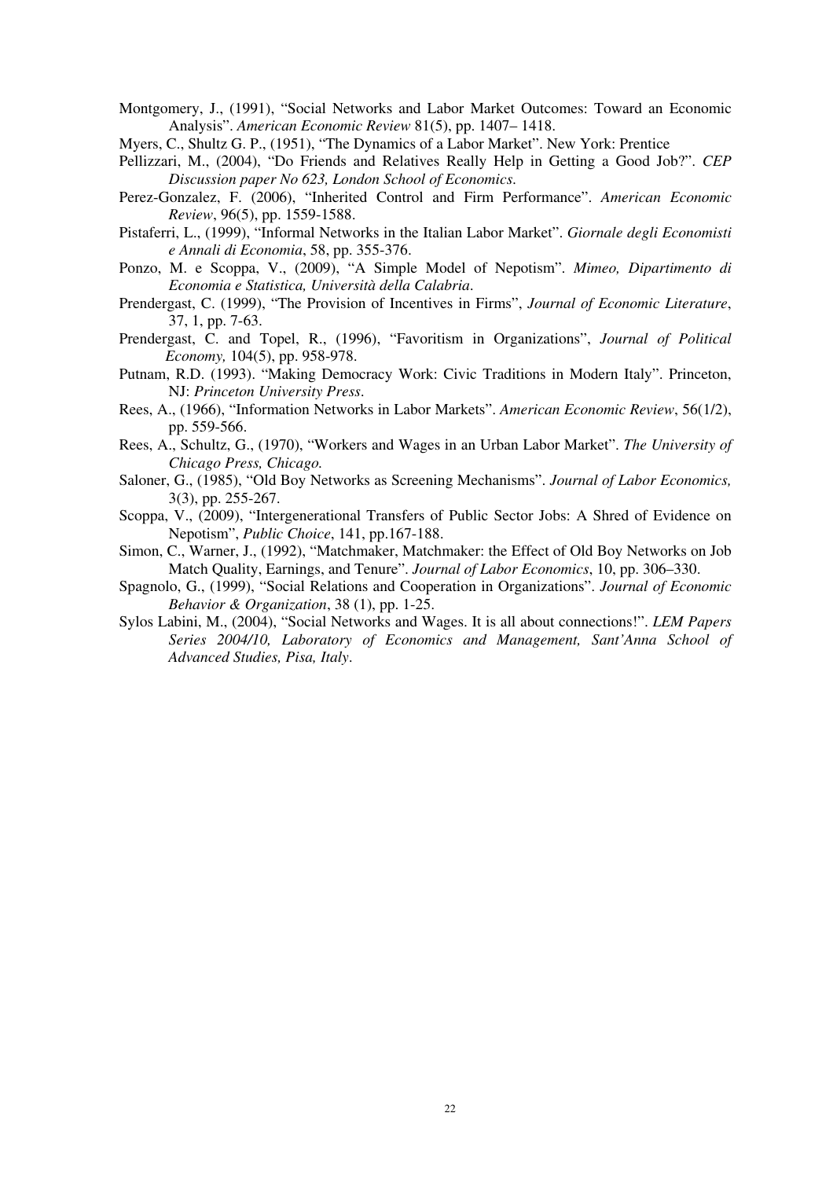Montgomery, J., (1991), "Social Networks and Labor Market Outcomes: Toward an Economic Analysis". *American Economic Review* 81(5), pp. 1407– 1418.

Myers, C., Shultz G. P., (1951), "The Dynamics of a Labor Market". New York: Prentice

Pellizzari, M., (2004), "Do Friends and Relatives Really Help in Getting a Good Job?". *CEP Discussion paper No 623, London School of Economics*.

Perez-Gonzalez, F. (2006), "Inherited Control and Firm Performance". *American Economic Review*, 96(5), pp. 1559-1588.

Pistaferri, L., (1999), "Informal Networks in the Italian Labor Market". *Giornale degli Economisti e Annali di Economia*, 58, pp. 355-376.

Ponzo, M. e Scoppa, V., (2009), "A Simple Model of Nepotism". *Mimeo, Dipartimento di Economia e Statistica, Università della Calabria*.

Prendergast, C. (1999), "The Provision of Incentives in Firms", *Journal of Economic Literature*, 37, 1, pp. 7-63.

Prendergast, C. and Topel, R., (1996), "Favoritism in Organizations", *Journal of Political Economy,* 104(5), pp. 958-978.

Putnam, R.D. (1993). "Making Democracy Work: Civic Traditions in Modern Italy". Princeton, NJ: *Princeton University Press*.

Rees, A., (1966), "Information Networks in Labor Markets". *American Economic Review*, 56(1/2), pp. 559-566.

Rees, A., Schultz, G., (1970), "Workers and Wages in an Urban Labor Market". *The University of Chicago Press, Chicago.*

Saloner, G., (1985), "Old Boy Networks as Screening Mechanisms". *Journal of Labor Economics,* 3(3), pp. 255-267.

Scoppa, V., (2009), "Intergenerational Transfers of Public Sector Jobs: A Shred of Evidence on Nepotism", *Public Choice*, 141, pp.167-188.

Simon, C., Warner, J., (1992), "Matchmaker, Matchmaker: the Effect of Old Boy Networks on Job Match Quality, Earnings, and Tenure". *Journal of Labor Economics*, 10, pp. 306–330.

Spagnolo, G., (1999), "Social Relations and Cooperation in Organizations". *Journal of Economic Behavior & Organization*, 38 (1), pp. 1-25.

Sylos Labini, M., (2004), "Social Networks and Wages. It is all about connections!". *LEM Papers Series 2004/10, Laboratory of Economics and Management, Sant'Anna School of Advanced Studies, Pisa, Italy*.